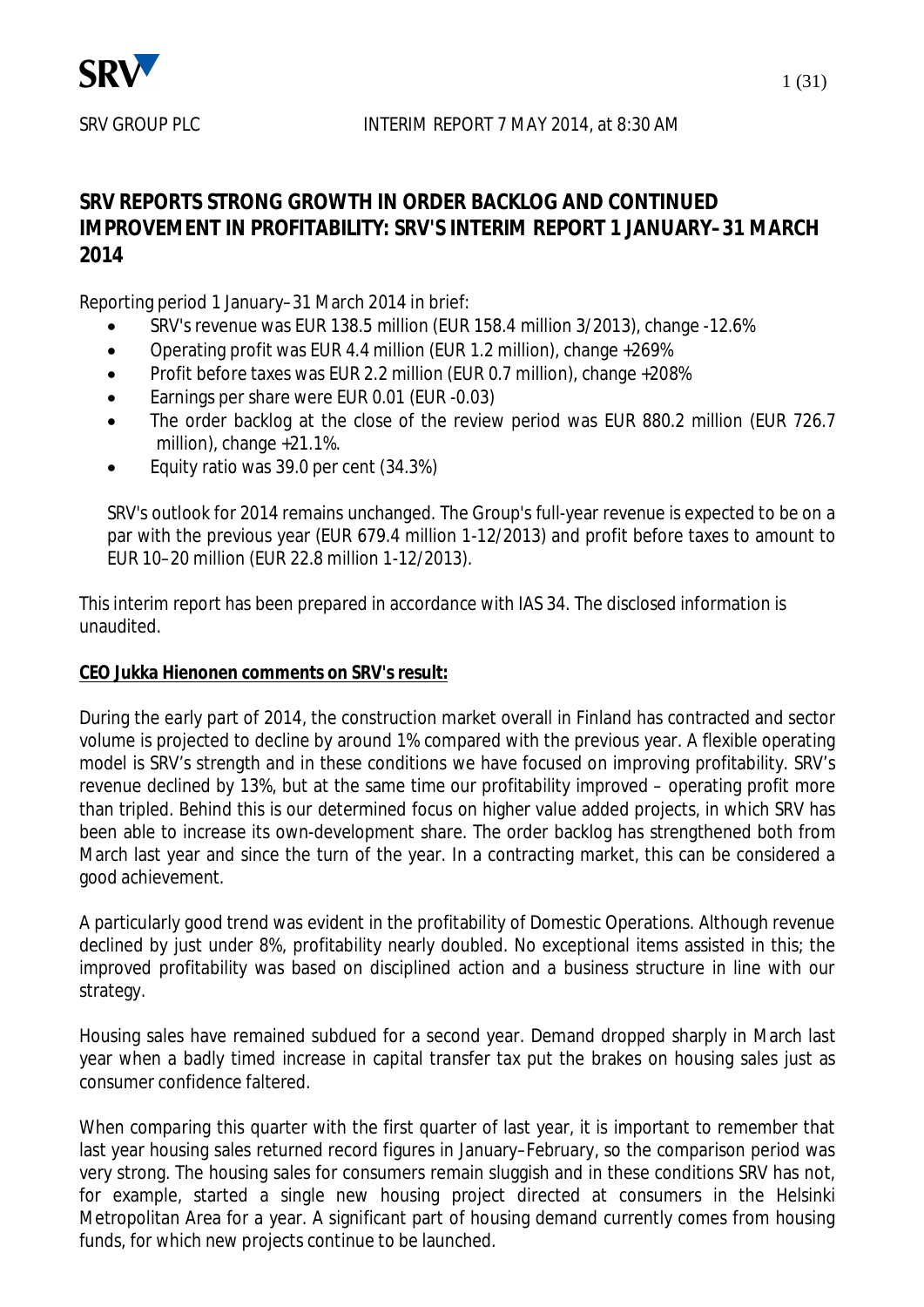SRV GROUP PLC INTERIM REPORT 7 MAY 2014, at 8:30 AM

# SRV REPORTS STRONG GROWTH IN ORDER BACKLOG AND CONTINUED IMPROVEMENT IN PROFITABILITY: SRV'S INTERIM REPORT 1 JANUARY–31 MARCH 2014

Reporting period 1 January–31 March 2014 in brief:

- SRV's revenue was EUR 138.5 million (EUR 158.4 million 3/2013), change -12.6%
- Operating profit was EUR 4.4 million (EUR 1.2 million), change +269%
- Profit before taxes was EUR 2.2 million (EUR 0.7 million), change +208%
- Earnings per share were EUR 0.01 (EUR -0.03)
- The order backlog at the close of the review period was EUR 880.2 million (EUR 726.7 million), change +21.1%.
- Equity ratio was 39.0 per cent (34.3%)

SRV's outlook for 2014 remains unchanged. The Group's full-year revenue is expected to be on a par with the previous year (EUR 679.4 million 1-12/2013) and profit before taxes to amount to EUR 10–20 million (EUR 22.8 million 1-12/2013).

This interim report has been prepared in accordance with IAS 34. The disclosed information is unaudited.

**CEO Jukka Hienonen comments on SRV's result:**

During the early part of 2014, the construction market overall in Finland has contracted and sector volume is projected to decline by around 1% compared with the previous year. A flexible operating model is SRV's strength and in these conditions we have focused on improving profitability. SRV's revenue declined by 13%, but at the same time our profitability improved – operating profit more than tripled. Behind this is our determined focus on higher value added projects, in which SRV has been able to increase its own-development share. The order backlog has strengthened both from March last year and since the turn of the year. In a contracting market, this can be considered a good achievement.

A particularly good trend was evident in the profitability of Domestic Operations. Although revenue declined by just under 8%, profitability nearly doubled. No exceptional items assisted in this; the improved profitability was based on disciplined action and a business structure in line with our strategy.

Housing sales have remained subdued for a second year. Demand dropped sharply in March last year when a badly timed increase in capital transfer tax put the brakes on housing sales just as consumer confidence faltered.

When comparing this quarter with the first quarter of last year, it is important to remember that last year housing sales returned record figures in January–February, so the comparison period was very strong. The housing sales for consumers remain sluggish and in these conditions SRV has not, for example, started a single new housing project directed at consumers in the Helsinki Metropolitan Area for a year. A significant part of housing demand currently comes from housing funds, for which new projects continue to be launched.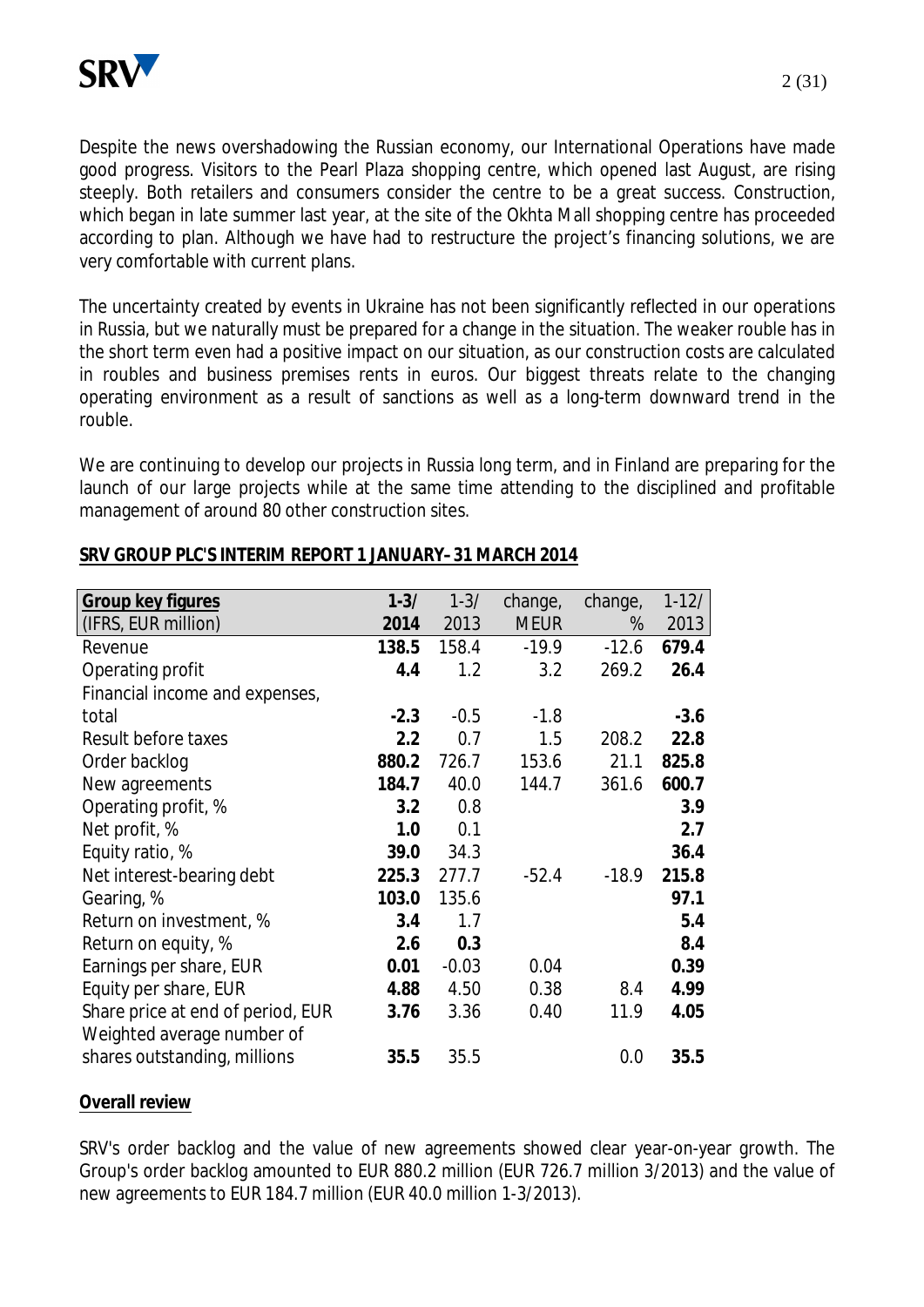Despite the news overshadowing the Russian economy, our International Operations have made good progress. Visitors to the Pearl Plaza shopping centre, which opened last August, are rising steeply. Both retailers and consumers consider the centre to be a great success. Construction, which began in late summer last year, at the site of the Okhta Mall shopping centre has proceeded according to plan. Although we have had to restructure the project's financing solutions, we are very comfortable with current plans.

The uncertainty created by events in Ukraine has not been significantly reflected in our operations in Russia, but we naturally must be prepared for a change in the situation. The weaker rouble has in the short term even had a positive impact on our situation, as our construction costs are calculated in roubles and business premises rents in euros. Our biggest threats relate to the changing operating environment as a result of sanctions as well as a long-term downward trend in the rouble.

We are continuing to develop our projects in Russia long term, and in Finland are preparing for the launch of our large projects while at the same time attending to the disciplined and profitable management of around 80 other construction sites.

**SRV GROUP PLC'S INTERIM REPORT 1 JANUARY–31 MARCH 2014**

| Group key figures (IFRS, EUR million) | 1-3/ 2014 | 1-3/ 2013 | change, MEUR | change, % | 1-12/ 2013 |
|---|---|---|---|---|---|
| Revenue | **138.5** | 158.4 | -19.9 | -12.6 | **679.4** |
| Operating profit | **4.4** | 1.2 | 3.2 | 269.2 | **26.4** |
| Financial income and expenses, total | **-2.3** | -0.5 | -1.8 | | **-3.6** |
| Result before taxes | **2.2** | 0.7 | 1.5 | 208.2 | **22.8** |
| Order backlog | **880.2** | 726.7 | 153.6 | 21.1 | **825.8** |
| New agreements | **184.7** | 40.0 | 144.7 | 361.6 | **600.7** |
| Operating profit, % | **3.2** | 0.8 | | | **3.9** |
| Net profit, % | **1.0** | 0.1 | | | **2.7** |
| Equity ratio, % | **39.0** | 34.3 | | | **36.4** |
| Net interest-bearing debt | **225.3** | 277.7 | -52.4 | -18.9 | **215.8** |
| Gearing, % | **103.0** | 135.6 | | | **97.1** |
| Return on investment, % | **3.4** | 1.7 | | | **5.4** |
| Return on equity, % | **2.6** | **0.3** | | | **8.4** |
| Earnings per share, EUR | **0.01** | -0.03 | 0.04 | | **0.39** |
| Equity per share, EUR | **4.88** | 4.50 | 0.38 | 8.4 | **4.99** |
| Share price at end of period, EUR | **3.76** | 3.36 | 0.40 | 11.9 | **4.05** |
| Weighted average number of shares outstanding, millions | **35.5** | 35.5 | | 0.0 | **35.5** |

**Overall review**

SRV's order backlog and the value of new agreements showed clear year-on-year growth. The Group's order backlog amounted to EUR 880.2 million (EUR 726.7 million 3/2013) and the value of new agreements to EUR 184.7 million (EUR 40.0 million 1-3/2013).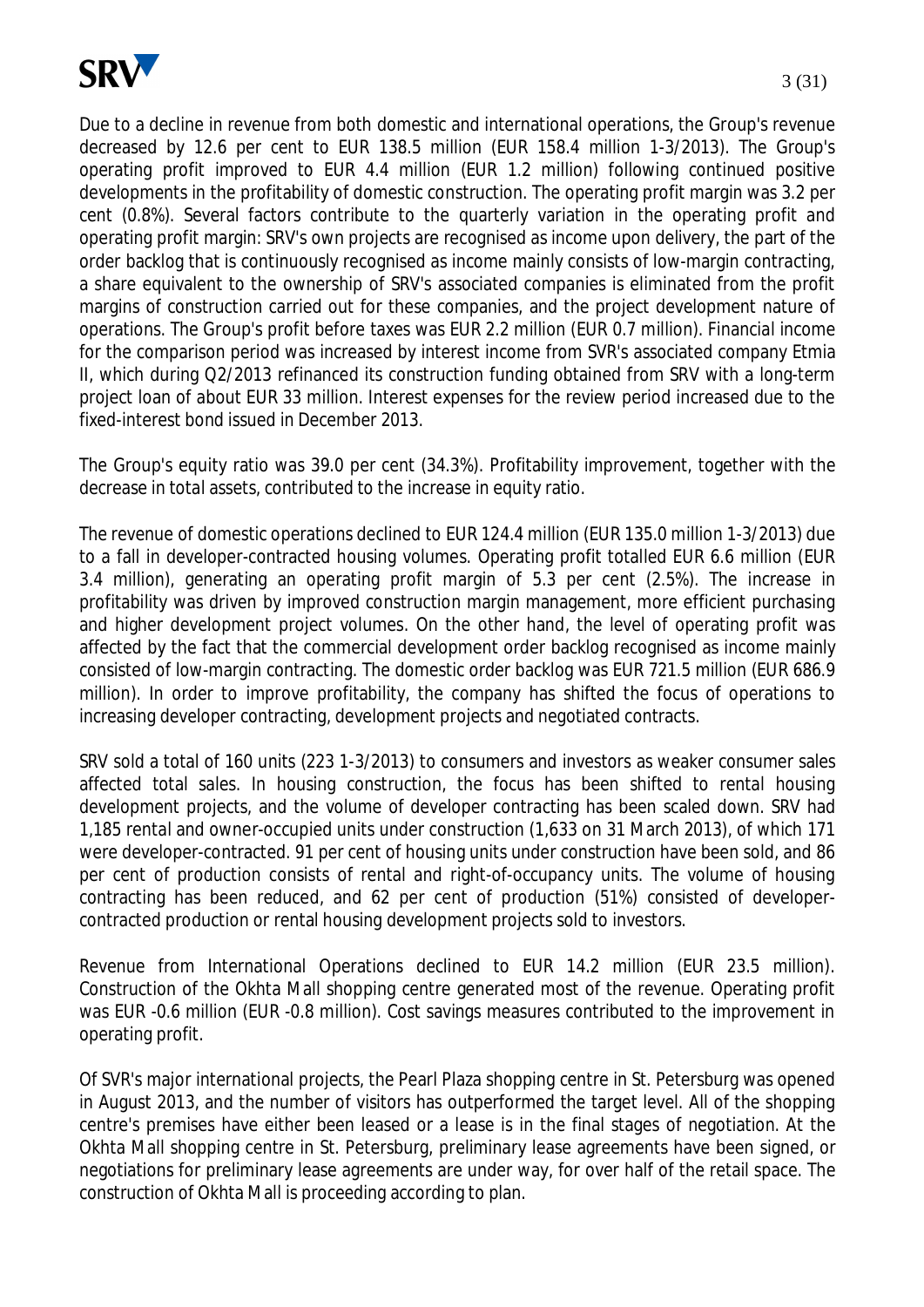Due to a decline in revenue from both domestic and international operations, the Group's revenue decreased by 12.6 per cent to EUR 138.5 million (EUR 158.4 million 1-3/2013). The Group's operating profit improved to EUR 4.4 million (EUR 1.2 million) following continued positive developments in the profitability of domestic construction. The operating profit margin was 3.2 per cent (0.8%). Several factors contribute to the quarterly variation in the operating profit and operating profit margin: SRV's own projects are recognised as income upon delivery, the part of the order backlog that is continuously recognised as income mainly consists of low-margin contracting, a share equivalent to the ownership of SRV's associated companies is eliminated from the profit margins of construction carried out for these companies, and the project development nature of operations. The Group's profit before taxes was EUR 2.2 million (EUR 0.7 million). Financial income for the comparison period was increased by interest income from SVR's associated company Etmia II, which during Q2/2013 refinanced its construction funding obtained from SRV with a long-term project loan of about EUR 33 million. Interest expenses for the review period increased due to the fixed-interest bond issued in December 2013.

The Group's equity ratio was 39.0 per cent (34.3%). Profitability improvement, together with the decrease in total assets, contributed to the increase in equity ratio.

The revenue of domestic operations declined to EUR 124.4 million (EUR 135.0 million 1-3/2013) due to a fall in developer-contracted housing volumes. Operating profit totalled EUR 6.6 million (EUR 3.4 million), generating an operating profit margin of 5.3 per cent (2.5%). The increase in profitability was driven by improved construction margin management, more efficient purchasing and higher development project volumes. On the other hand, the level of operating profit was affected by the fact that the commercial development order backlog recognised as income mainly consisted of low-margin contracting. The domestic order backlog was EUR 721.5 million (EUR 686.9 million). In order to improve profitability, the company has shifted the focus of operations to increasing developer contracting, development projects and negotiated contracts.

SRV sold a total of 160 units (223 1-3/2013) to consumers and investors as weaker consumer sales affected total sales. In housing construction, the focus has been shifted to rental housing development projects, and the volume of developer contracting has been scaled down. SRV had 1,185 rental and owner-occupied units under construction (1,633 on 31 March 2013), of which 171 were developer-contracted. 91 per cent of housing units under construction have been sold, and 86 per cent of production consists of rental and right-of-occupancy units. The volume of housing contracting has been reduced, and 62 per cent of production (51%) consisted of developer-contracted production or rental housing development projects sold to investors.

Revenue from International Operations declined to EUR 14.2 million (EUR 23.5 million). Construction of the Okhta Mall shopping centre generated most of the revenue. Operating profit was EUR -0.6 million (EUR -0.8 million). Cost savings measures contributed to the improvement in operating profit.

Of SVR's major international projects, the Pearl Plaza shopping centre in St. Petersburg was opened in August 2013, and the number of visitors has outperformed the target level. All of the shopping centre's premises have either been leased or a lease is in the final stages of negotiation. At the Okhta Mall shopping centre in St. Petersburg, preliminary lease agreements have been signed, or negotiations for preliminary lease agreements are under way, for over half of the retail space. The construction of Okhta Mall is proceeding according to plan.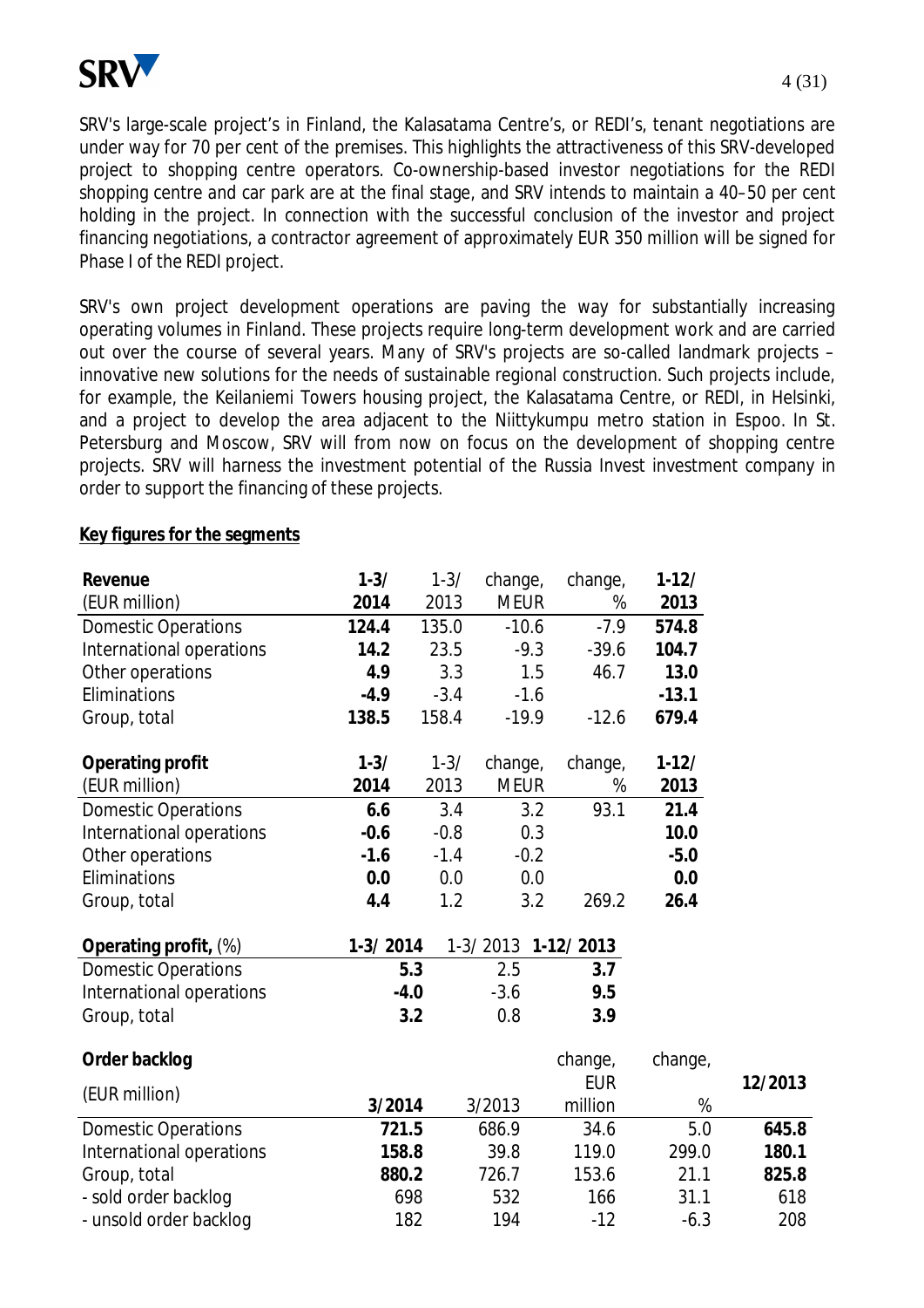SRV's large-scale project's in Finland, the Kalasatama Centre's, or REDI's, tenant negotiations are under way for 70 per cent of the premises. This highlights the attractiveness of this SRV-developed project to shopping centre operators. Co-ownership-based investor negotiations for the REDI shopping centre and car park are at the final stage, and SRV intends to maintain a 40–50 per cent holding in the project. In connection with the successful conclusion of the investor and project financing negotiations, a contractor agreement of approximately EUR 350 million will be signed for Phase I of the REDI project.

SRV's own project development operations are paving the way for substantially increasing operating volumes in Finland. These projects require long-term development work and are carried out over the course of several years. Many of SRV's projects are so-called landmark projects – innovative new solutions for the needs of sustainable regional construction. Such projects include, for example, the Keilaniemi Towers housing project, the Kalasatama Centre, or REDI, in Helsinki, and a project to develop the area adjacent to the Niittykumpu metro station in Espoo. In St. Petersburg and Moscow, SRV will from now on focus on the development of shopping centre projects. SRV will harness the investment potential of the Russia Invest investment company in order to support the financing of these projects.

**Key figures for the segments**

| **Revenue** (EUR million) | **1-3/ 2014** | 1-3/ 2013 | change, MEUR | change, % | **1-12/ 2013** |
|---|---|---|---|---|---|
| Domestic Operations | **124.4** | 135.0 | -10.6 | -7.9 | **574.8** |
| International operations | **14.2** | 23.5 | -9.3 | -39.6 | **104.7** |
| Other operations | **4.9** | 3.3 | 1.5 | 46.7 | **13.0** |
| Eliminations | **-4.9** | -3.4 | -1.6 | | **-13.1** |
| Group, total | **138.5** | 158.4 | -19.9 | -12.6 | **679.4** |

| **Operating profit** (EUR million) | **1-3/ 2014** | 1-3/ 2013 | change, MEUR | change, % | **1-12/ 2013** |
|---|---|---|---|---|---|
| Domestic Operations | **6.6** | 3.4 | 3.2 | 93.1 | **21.4** |
| International operations | **-0.6** | -0.8 | 0.3 | | **10.0** |
| Other operations | **-1.6** | -1.4 | -0.2 | | **-5.0** |
| Eliminations | **0.0** | 0.0 | 0.0 | | **0.0** |
| Group, total | **4.4** | 1.2 | 3.2 | 269.2 | **26.4** |

| **Operating profit,** (%) | **1-3/ 2014** | 1-3/ 2013 | **1-12/ 2013** |
|---|---|---|---|
| Domestic Operations | **5.3** | 2.5 | **3.7** |
| International operations | **-4.0** | -3.6 | **9.5** |
| Group, total | **3.2** | 0.8 | **3.9** |

| **Order backlog** (EUR million) | **3/2014** | 3/2013 | change, EUR million | change, % | **12/2013** |
|---|---|---|---|---|---|
| Domestic Operations | **721.5** | 686.9 | 34.6 | 5.0 | **645.8** |
| International operations | **158.8** | 39.8 | 119.0 | 299.0 | **180.1** |
| Group, total | **880.2** | 726.7 | 153.6 | 21.1 | **825.8** |
| - sold order backlog | 698 | 532 | 166 | 31.1 | 618 |
| - unsold order backlog | 182 | 194 | -12 | -6.3 | 208 |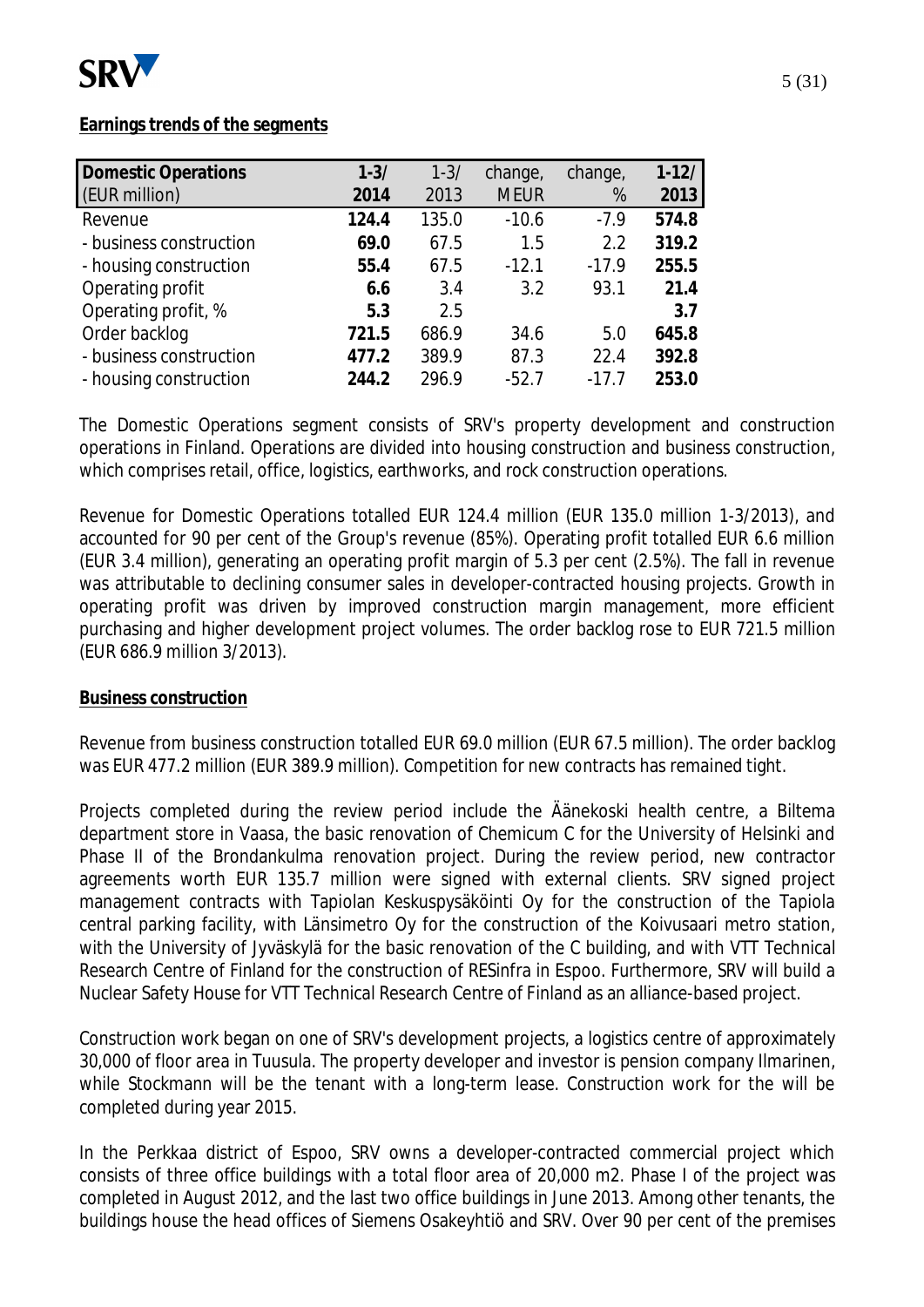**Earnings trends of the segments**

| Domestic Operations (EUR million) | 1-3/ 2014 | 1-3/ 2013 | change, MEUR | change, % | 1-12/ 2013 |
|---|---|---|---|---|---|
| Revenue | **124.4** | 135.0 | -10.6 | -7.9 | **574.8** |
| - business construction | **69.0** | 67.5 | 1.5 | 2.2 | **319.2** |
| - housing construction | **55.4** | 67.5 | -12.1 | -17.9 | **255.5** |
| Operating profit | **6.6** | 3.4 | 3.2 | 93.1 | **21.4** |
| Operating profit, % | **5.3** | 2.5 | | | **3.7** |
| Order backlog | **721.5** | 686.9 | 34.6 | 5.0 | **645.8** |
| - business construction | **477.2** | 389.9 | 87.3 | 22.4 | **392.8** |
| - housing construction | **244.2** | 296.9 | -52.7 | -17.7 | **253.0** |

The Domestic Operations segment consists of SRV's property development and construction operations in Finland. Operations are divided into housing construction and business construction, which comprises retail, office, logistics, earthworks, and rock construction operations.

Revenue for Domestic Operations totalled EUR 124.4 million (EUR 135.0 million 1-3/2013), and accounted for 90 per cent of the Group's revenue (85%). Operating profit totalled EUR 6.6 million (EUR 3.4 million), generating an operating profit margin of 5.3 per cent (2.5%). The fall in revenue was attributable to declining consumer sales in developer-contracted housing projects. Growth in operating profit was driven by improved construction margin management, more efficient purchasing and higher development project volumes. The order backlog rose to EUR 721.5 million (EUR 686.9 million 3/2013).

**Business construction**

Revenue from business construction totalled EUR 69.0 million (EUR 67.5 million). The order backlog was EUR 477.2 million (EUR 389.9 million). Competition for new contracts has remained tight.

Projects completed during the review period include the Äänekoski health centre, a Biltema department store in Vaasa, the basic renovation of Chemicum C for the University of Helsinki and Phase II of the Brondankulma renovation project. During the review period, new contractor agreements worth EUR 135.7 million were signed with external clients. SRV signed project management contracts with Tapiolan Keskuspysäköinti Oy for the construction of the Tapiola central parking facility, with Länsimetro Oy for the construction of the Koivusaari metro station, with the University of Jyväskylä for the basic renovation of the C building, and with VTT Technical Research Centre of Finland for the construction of RESinfra in Espoo. Furthermore, SRV will build a Nuclear Safety House for VTT Technical Research Centre of Finland as an alliance-based project.

Construction work began on one of SRV's development projects, a logistics centre of approximately 30,000 of floor area in Tuusula. The property developer and investor is pension company Ilmarinen, while Stockmann will be the tenant with a long-term lease. Construction work for the will be completed during year 2015.

In the Perkkaa district of Espoo, SRV owns a developer-contracted commercial project which consists of three office buildings with a total floor area of 20,000 m2. Phase I of the project was completed in August 2012, and the last two office buildings in June 2013. Among other tenants, the buildings house the head offices of Siemens Osakeyhtiö and SRV. Over 90 per cent of the premises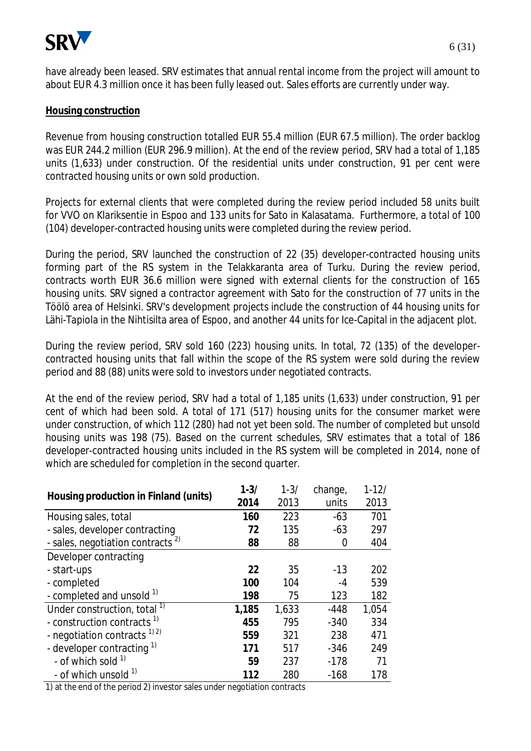have already been leased. SRV estimates that annual rental income from the project will amount to about EUR 4.3 million once it has been fully leased out. Sales efforts are currently under way.

**Housing construction**

Revenue from housing construction totalled EUR 55.4 million (EUR 67.5 million). The order backlog was EUR 244.2 million (EUR 296.9 million). At the end of the review period, SRV had a total of 1,185 units (1,633) under construction. Of the residential units under construction, 91 per cent were contracted housing units or own sold production.

Projects for external clients that were completed during the review period included 58 units built for VVO on Klariksentie in Espoo and 133 units for Sato in Kalasatama. Furthermore, a total of 100 (104) developer-contracted housing units were completed during the review period.

During the period, SRV launched the construction of 22 (35) developer-contracted housing units forming part of the RS system in the Telakkaranta area of Turku. During the review period, contracts worth EUR 36.6 million were signed with external clients for the construction of 165 housing units. SRV signed a contractor agreement with Sato for the construction of 77 units in the Töölö area of Helsinki. SRV's development projects include the construction of 44 housing units for Lähi-Tapiola in the Nihtisilta area of Espoo, and another 44 units for Ice-Capital in the adjacent plot.

During the review period, SRV sold 160 (223) housing units. In total, 72 (135) of the developer-contracted housing units that fall within the scope of the RS system were sold during the review period and 88 (88) units were sold to investors under negotiated contracts.

At the end of the review period, SRV had a total of 1,185 units (1,633) under construction, 91 per cent of which had been sold. A total of 171 (517) housing units for the consumer market were under construction, of which 112 (280) had not yet been sold. The number of completed but unsold housing units was 198 (75). Based on the current schedules, SRV estimates that a total of 186 developer-contracted housing units included in the RS system will be completed in 2014, none of which are scheduled for completion in the second quarter.

| Housing production in Finland (units) | 1-3/ 2014 | 1-3/ 2013 | change, units | 1-12/ 2013 |
|---|---|---|---|---|
| Housing sales, total | **160** | 223 | -63 | 701 |
| - sales, developer contracting | **72** | 135 | -63 | 297 |
| - sales, negotiation contracts [2] | **88** | 88 | 0 | 404 |
| Developer contracting | | | | |
| - start-ups | **22** | 35 | -13 | 202 |
| - completed | **100** | 104 | -4 | 539 |
| - completed and unsold [1] | **198** | 75 | 123 | 182 |
| Under construction, total [1] | **1,185** | 1,633 | -448 | 1,054 |
| - construction contracts [1] | **455** | 795 | -340 | 334 |
| - negotiation contracts [1] [2] | **559** | 321 | 238 | 471 |
| - developer contracting [1] | **171** | 517 | -346 | 249 |
| - of which sold [1] | **59** | 237 | -178 | 71 |
| - of which unsold [1] | **112** | 280 | -168 | 178 |

1) at the end of the period 2) investor sales under negotiation contracts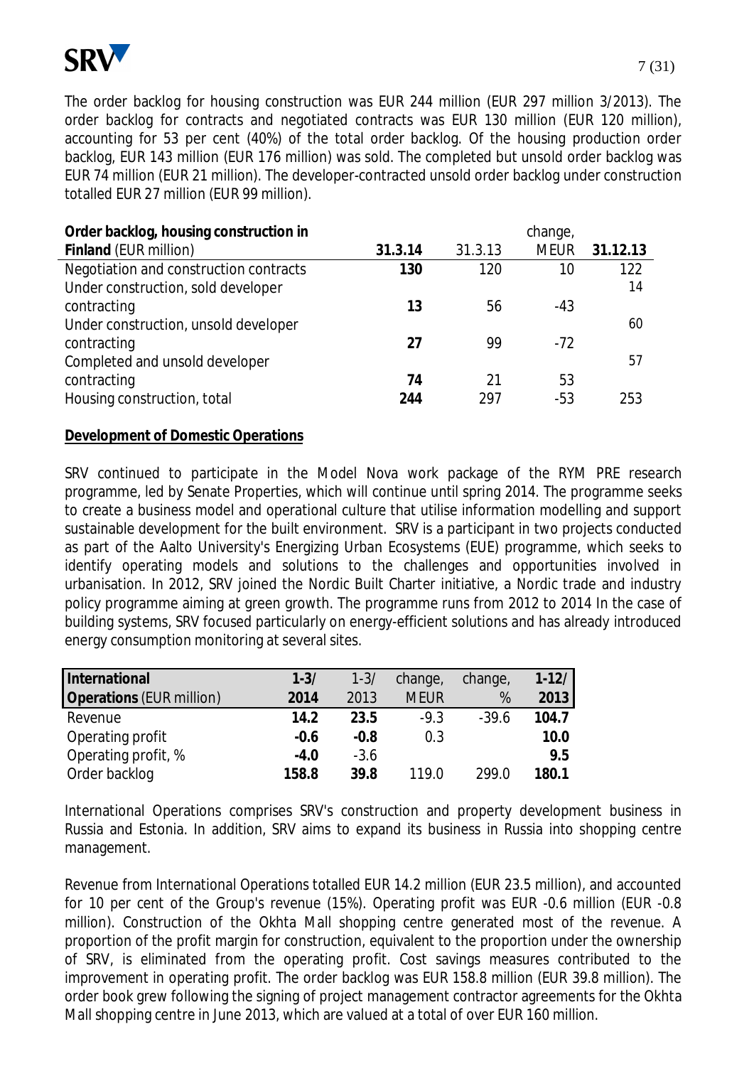The order backlog for housing construction was EUR 244 million (EUR 297 million 3/2013). The order backlog for contracts and negotiated contracts was EUR 130 million (EUR 120 million), accounting for 53 per cent (40%) of the total order backlog. Of the housing production order backlog, EUR 143 million (EUR 176 million) was sold. The completed but unsold order backlog was EUR 74 million (EUR 21 million). The developer-contracted unsold order backlog under construction totalled EUR 27 million (EUR 99 million).

| **Order backlog, housing construction in Finland** (EUR million) | **31.3.14** | 31.3.13 | change, MEUR | **31.12.13** |
|---|---|---|---|---|
| Negotiation and construction contracts | **130** | 120 | 10 | 122 |
| Under construction, sold developer contracting | **13** | 56 | -43 | 14 |
| Under construction, unsold developer contracting | **27** | 99 | -72 | 60 |
| Completed and unsold developer contracting | **74** | 21 | 53 | 57 |
| Housing construction, total | **244** | 297 | -53 | 253 |

**Development of Domestic Operations**

SRV continued to participate in the Model Nova work package of the RYM PRE research programme, led by Senate Properties, which will continue until spring 2014. The programme seeks to create a business model and operational culture that utilise information modelling and support sustainable development for the built environment. SRV is a participant in two projects conducted as part of the Aalto University's Energizing Urban Ecosystems (EUE) programme, which seeks to identify operating models and solutions to the challenges and opportunities involved in urbanisation. In 2012, SRV joined the Nordic Built Charter initiative, a Nordic trade and industry policy programme aiming at green growth. The programme runs from 2012 to 2014 In the case of building systems, SRV focused particularly on energy-efficient solutions and has already introduced energy consumption monitoring at several sites.

| **International Operations** (EUR million) | **1-3/ 2014** | 1-3/ 2013 | change, MEUR | change, % | **1-12/ 2013** |
|---|---|---|---|---|---|
| Revenue | **14.2** | **23.5** | -9.3 | -39.6 | **104.7** |
| Operating profit | **-0.6** | **-0.8** | 0.3 | | **10.0** |
| Operating profit, % | **-4.0** | -3.6 | | | **9.5** |
| Order backlog | **158.8** | **39.8** | 119.0 | 299.0 | **180.1** |

International Operations comprises SRV's construction and property development business in Russia and Estonia. In addition, SRV aims to expand its business in Russia into shopping centre management.

Revenue from International Operations totalled EUR 14.2 million (EUR 23.5 million), and accounted for 10 per cent of the Group's revenue (15%). Operating profit was EUR -0.6 million (EUR -0.8 million). Construction of the Okhta Mall shopping centre generated most of the revenue. A proportion of the profit margin for construction, equivalent to the proportion under the ownership of SRV, is eliminated from the operating profit. Cost savings measures contributed to the improvement in operating profit. The order backlog was EUR 158.8 million (EUR 39.8 million). The order book grew following the signing of project management contractor agreements for the Okhta Mall shopping centre in June 2013, which are valued at a total of over EUR 160 million.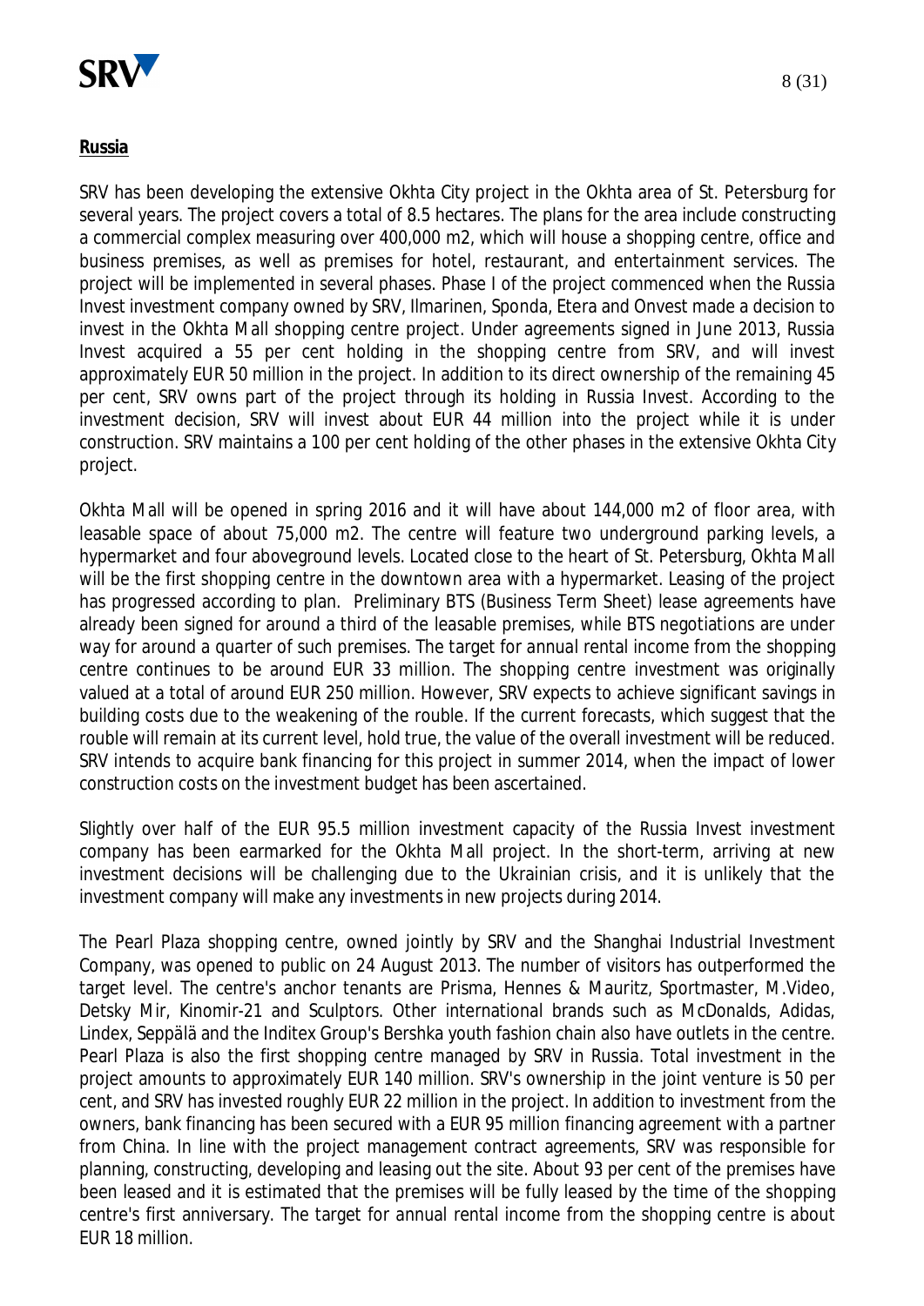**Russia**

SRV has been developing the extensive Okhta City project in the Okhta area of St. Petersburg for several years. The project covers a total of 8.5 hectares. The plans for the area include constructing a commercial complex measuring over 400,000 m2, which will house a shopping centre, office and business premises, as well as premises for hotel, restaurant, and entertainment services. The project will be implemented in several phases. Phase I of the project commenced when the Russia Invest investment company owned by SRV, Ilmarinen, Sponda, Etera and Onvest made a decision to invest in the Okhta Mall shopping centre project. Under agreements signed in June 2013, Russia Invest acquired a 55 per cent holding in the shopping centre from SRV, and will invest approximately EUR 50 million in the project. In addition to its direct ownership of the remaining 45 per cent, SRV owns part of the project through its holding in Russia Invest. According to the investment decision, SRV will invest about EUR 44 million into the project while it is under construction. SRV maintains a 100 per cent holding of the other phases in the extensive Okhta City project.

Okhta Mall will be opened in spring 2016 and it will have about 144,000 m2 of floor area, with leasable space of about 75,000 m2. The centre will feature two underground parking levels, a hypermarket and four aboveground levels. Located close to the heart of St. Petersburg, Okhta Mall will be the first shopping centre in the downtown area with a hypermarket. Leasing of the project has progressed according to plan. Preliminary BTS (Business Term Sheet) lease agreements have already been signed for around a third of the leasable premises, while BTS negotiations are under way for around a quarter of such premises. The target for annual rental income from the shopping centre continues to be around EUR 33 million. The shopping centre investment was originally valued at a total of around EUR 250 million. However, SRV expects to achieve significant savings in building costs due to the weakening of the rouble. If the current forecasts, which suggest that the rouble will remain at its current level, hold true, the value of the overall investment will be reduced. SRV intends to acquire bank financing for this project in summer 2014, when the impact of lower construction costs on the investment budget has been ascertained.

Slightly over half of the EUR 95.5 million investment capacity of the Russia Invest investment company has been earmarked for the Okhta Mall project. In the short-term, arriving at new investment decisions will be challenging due to the Ukrainian crisis, and it is unlikely that the investment company will make any investments in new projects during 2014.

The Pearl Plaza shopping centre, owned jointly by SRV and the Shanghai Industrial Investment Company, was opened to public on 24 August 2013. The number of visitors has outperformed the target level. The centre's anchor tenants are Prisma, Hennes & Mauritz, Sportmaster, M.Video, Detsky Mir, Kinomir-21 and Sculptors. Other international brands such as McDonalds, Adidas, Lindex, Seppälä and the Inditex Group's Bershka youth fashion chain also have outlets in the centre. Pearl Plaza is also the first shopping centre managed by SRV in Russia. Total investment in the project amounts to approximately EUR 140 million. SRV's ownership in the joint venture is 50 per cent, and SRV has invested roughly EUR 22 million in the project. In addition to investment from the owners, bank financing has been secured with a EUR 95 million financing agreement with a partner from China. In line with the project management contract agreements, SRV was responsible for planning, constructing, developing and leasing out the site. About 93 per cent of the premises have been leased and it is estimated that the premises will be fully leased by the time of the shopping centre's first anniversary. The target for annual rental income from the shopping centre is about EUR 18 million.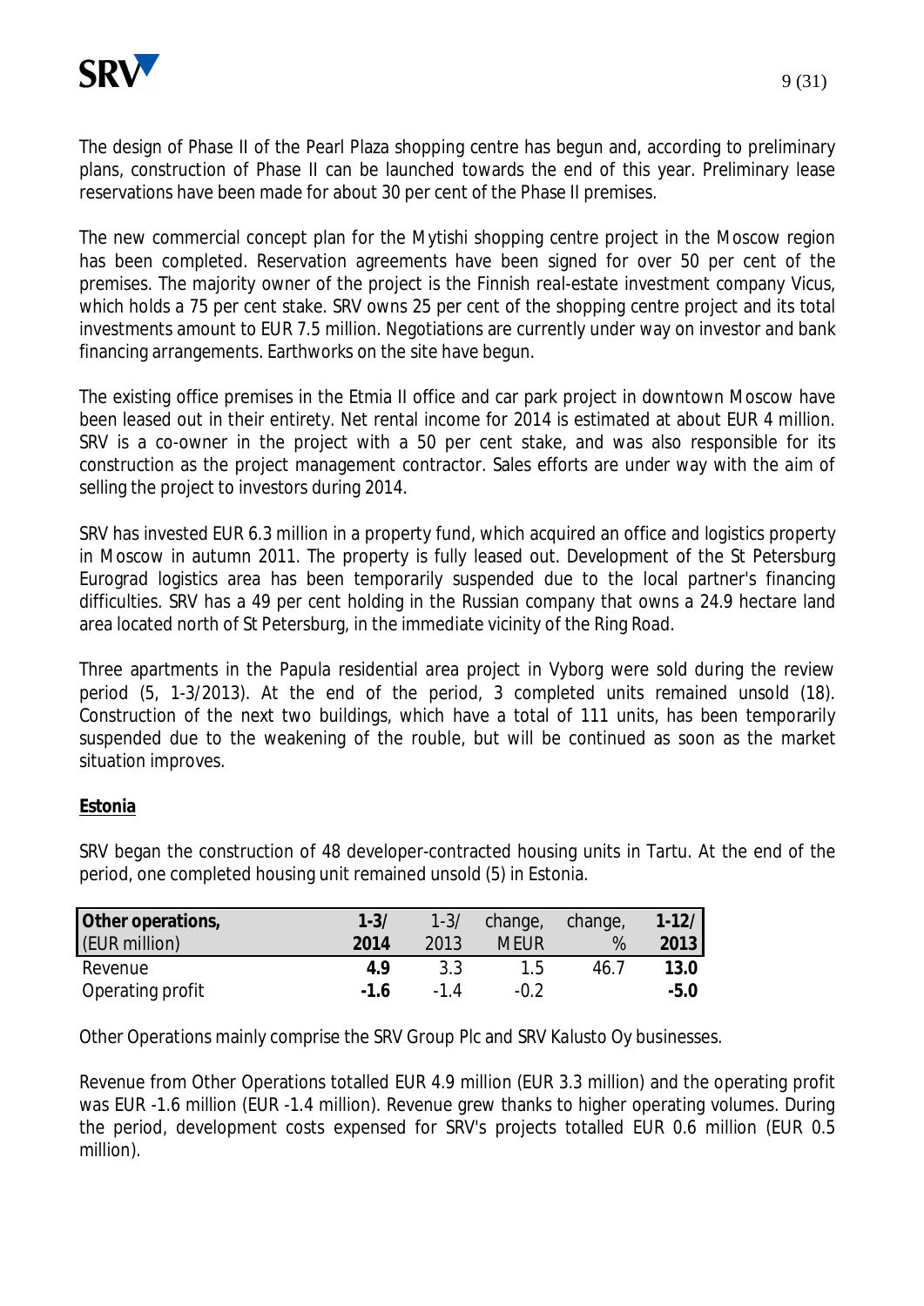The design of Phase II of the Pearl Plaza shopping centre has begun and, according to preliminary plans, construction of Phase II can be launched towards the end of this year. Preliminary lease reservations have been made for about 30 per cent of the Phase II premises.

The new commercial concept plan for the Mytishi shopping centre project in the Moscow region has been completed. Reservation agreements have been signed for over 50 per cent of the premises. The majority owner of the project is the Finnish real-estate investment company Vicus, which holds a 75 per cent stake. SRV owns 25 per cent of the shopping centre project and its total investments amount to EUR 7.5 million. Negotiations are currently under way on investor and bank financing arrangements. Earthworks on the site have begun.

The existing office premises in the Etmia II office and car park project in downtown Moscow have been leased out in their entirety. Net rental income for 2014 is estimated at about EUR 4 million. SRV is a co-owner in the project with a 50 per cent stake, and was also responsible for its construction as the project management contractor. Sales efforts are under way with the aim of selling the project to investors during 2014.

SRV has invested EUR 6.3 million in a property fund, which acquired an office and logistics property in Moscow in autumn 2011. The property is fully leased out. Development of the St Petersburg Eurograd logistics area has been temporarily suspended due to the local partner's financing difficulties. SRV has a 49 per cent holding in the Russian company that owns a 24.9 hectare land area located north of St Petersburg, in the immediate vicinity of the Ring Road.

Three apartments in the Papula residential area project in Vyborg were sold during the review period (5, 1-3/2013). At the end of the period, 3 completed units remained unsold (18). Construction of the next two buildings, which have a total of 111 units, has been temporarily suspended due to the weakening of the rouble, but will be continued as soon as the market situation improves.

**Estonia**

SRV began the construction of 48 developer-contracted housing units in Tartu. At the end of the period, one completed housing unit remained unsold (5) in Estonia.

| **Other operations,** (EUR million) | **1-3/ 2014** | 1-3/ 2013 | change, MEUR | change, % | **1-12/ 2013** |
|---|---|---|---|---|---|
| Revenue | **4.9** | 3.3 | 1.5 | 46.7 | **13.0** |
| Operating profit | **-1.6** | -1.4 | -0.2 | | **-5.0** |

Other Operations mainly comprise the SRV Group Plc and SRV Kalusto Oy businesses.

Revenue from Other Operations totalled EUR 4.9 million (EUR 3.3 million) and the operating profit was EUR -1.6 million (EUR -1.4 million). Revenue grew thanks to higher operating volumes. During the period, development costs expensed for SRV's projects totalled EUR 0.6 million (EUR 0.5 million).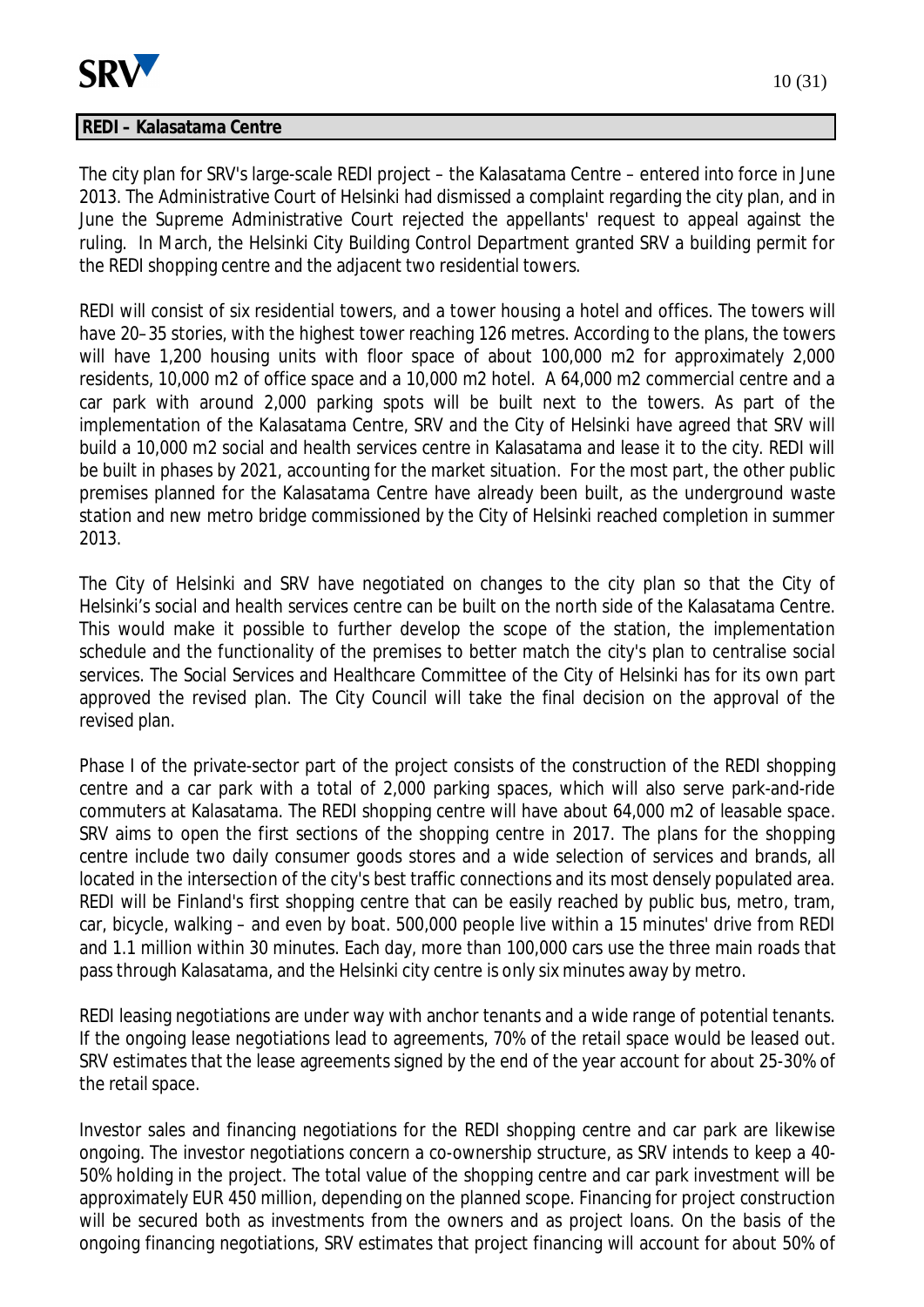## REDI – Kalasatama Centre

The city plan for SRV's large-scale REDI project – the Kalasatama Centre – entered into force in June 2013. The Administrative Court of Helsinki had dismissed a complaint regarding the city plan, and in June the Supreme Administrative Court rejected the appellants' request to appeal against the ruling. In March, the Helsinki City Building Control Department granted SRV a building permit for the REDI shopping centre and the adjacent two residential towers.

REDI will consist of six residential towers, and a tower housing a hotel and offices. The towers will have 20–35 stories, with the highest tower reaching 126 metres. According to the plans, the towers will have 1,200 housing units with floor space of about 100,000 m2 for approximately 2,000 residents, 10,000 m2 of office space and a 10,000 m2 hotel. A 64,000 m2 commercial centre and a car park with around 2,000 parking spots will be built next to the towers. As part of the implementation of the Kalasatama Centre, SRV and the City of Helsinki have agreed that SRV will build a 10,000 m2 social and health services centre in Kalasatama and lease it to the city. REDI will be built in phases by 2021, accounting for the market situation. For the most part, the other public premises planned for the Kalasatama Centre have already been built, as the underground waste station and new metro bridge commissioned by the City of Helsinki reached completion in summer 2013.

The City of Helsinki and SRV have negotiated on changes to the city plan so that the City of Helsinki's social and health services centre can be built on the north side of the Kalasatama Centre. This would make it possible to further develop the scope of the station, the implementation schedule and the functionality of the premises to better match the city's plan to centralise social services. The Social Services and Healthcare Committee of the City of Helsinki has for its own part approved the revised plan. The City Council will take the final decision on the approval of the revised plan.

Phase I of the private-sector part of the project consists of the construction of the REDI shopping centre and a car park with a total of 2,000 parking spaces, which will also serve park-and-ride commuters at Kalasatama. The REDI shopping centre will have about 64,000 m2 of leasable space. SRV aims to open the first sections of the shopping centre in 2017. The plans for the shopping centre include two daily consumer goods stores and a wide selection of services and brands, all located in the intersection of the city's best traffic connections and its most densely populated area. REDI will be Finland's first shopping centre that can be easily reached by public bus, metro, tram, car, bicycle, walking – and even by boat. 500,000 people live within a 15 minutes' drive from REDI and 1.1 million within 30 minutes. Each day, more than 100,000 cars use the three main roads that pass through Kalasatama, and the Helsinki city centre is only six minutes away by metro.

REDI leasing negotiations are under way with anchor tenants and a wide range of potential tenants. If the ongoing lease negotiations lead to agreements, 70% of the retail space would be leased out. SRV estimates that the lease agreements signed by the end of the year account for about 25-30% of the retail space.

Investor sales and financing negotiations for the REDI shopping centre and car park are likewise ongoing. The investor negotiations concern a co-ownership structure, as SRV intends to keep a 40-50% holding in the project. The total value of the shopping centre and car park investment will be approximately EUR 450 million, depending on the planned scope. Financing for project construction will be secured both as investments from the owners and as project loans. On the basis of the ongoing financing negotiations, SRV estimates that project financing will account for about 50% of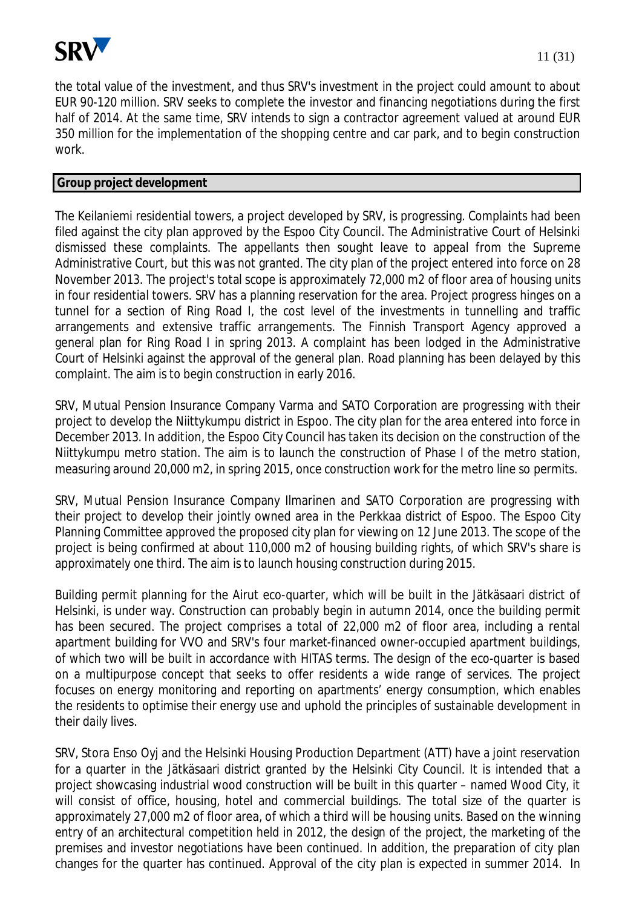the total value of the investment, and thus SRV's investment in the project could amount to about EUR 90-120 million. SRV seeks to complete the investor and financing negotiations during the first half of 2014. At the same time, SRV intends to sign a contractor agreement valued at around EUR 350 million for the implementation of the shopping centre and car park, and to begin construction work.

## Group project development

The Keilaniemi residential towers, a project developed by SRV, is progressing. Complaints had been filed against the city plan approved by the Espoo City Council. The Administrative Court of Helsinki dismissed these complaints. The appellants then sought leave to appeal from the Supreme Administrative Court, but this was not granted. The city plan of the project entered into force on 28 November 2013. The project's total scope is approximately 72,000 m2 of floor area of housing units in four residential towers. SRV has a planning reservation for the area. Project progress hinges on a tunnel for a section of Ring Road I, the cost level of the investments in tunnelling and traffic arrangements and extensive traffic arrangements. The Finnish Transport Agency approved a general plan for Ring Road I in spring 2013. A complaint has been lodged in the Administrative Court of Helsinki against the approval of the general plan. Road planning has been delayed by this complaint. The aim is to begin construction in early 2016.

SRV, Mutual Pension Insurance Company Varma and SATO Corporation are progressing with their project to develop the Niittykumpu district in Espoo. The city plan for the area entered into force in December 2013. In addition, the Espoo City Council has taken its decision on the construction of the Niittykumpu metro station. The aim is to launch the construction of Phase I of the metro station, measuring around 20,000 m2, in spring 2015, once construction work for the metro line so permits.

SRV, Mutual Pension Insurance Company Ilmarinen and SATO Corporation are progressing with their project to develop their jointly owned area in the Perkkaa district of Espoo. The Espoo City Planning Committee approved the proposed city plan for viewing on 12 June 2013. The scope of the project is being confirmed at about 110,000 m2 of housing building rights, of which SRV's share is approximately one third. The aim is to launch housing construction during 2015.

Building permit planning for the Airut eco-quarter, which will be built in the Jätkäsaari district of Helsinki, is under way. Construction can probably begin in autumn 2014, once the building permit has been secured. The project comprises a total of 22,000 m2 of floor area, including a rental apartment building for VVO and SRV's four market-financed owner-occupied apartment buildings, of which two will be built in accordance with HITAS terms. The design of the eco-quarter is based on a multipurpose concept that seeks to offer residents a wide range of services. The project focuses on energy monitoring and reporting on apartments' energy consumption, which enables the residents to optimise their energy use and uphold the principles of sustainable development in their daily lives.

SRV, Stora Enso Oyj and the Helsinki Housing Production Department (ATT) have a joint reservation for a quarter in the Jätkäsaari district granted by the Helsinki City Council. It is intended that a project showcasing industrial wood construction will be built in this quarter – named Wood City, it will consist of office, housing, hotel and commercial buildings. The total size of the quarter is approximately 27,000 m2 of floor area, of which a third will be housing units. Based on the winning entry of an architectural competition held in 2012, the design of the project, the marketing of the premises and investor negotiations have been continued. In addition, the preparation of city plan changes for the quarter has continued. Approval of the city plan is expected in summer 2014. In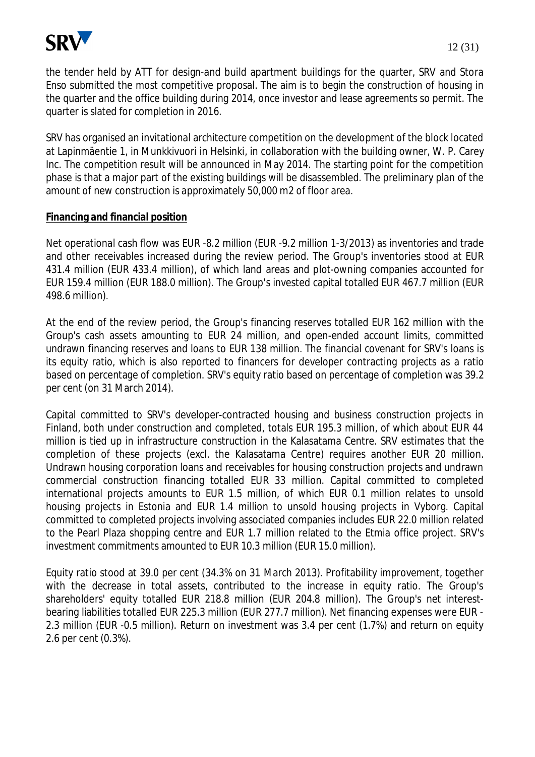the tender held by ATT for design-and build apartment buildings for the quarter, SRV and Stora Enso submitted the most competitive proposal. The aim is to begin the construction of housing in the quarter and the office building during 2014, once investor and lease agreements so permit. The quarter is slated for completion in 2016.

SRV has organised an invitational architecture competition on the development of the block located at Lapinmäentie 1, in Munkkivuori in Helsinki, in collaboration with the building owner, W. P. Carey Inc. The competition result will be announced in May 2014. The starting point for the competition phase is that a major part of the existing buildings will be disassembled. The preliminary plan of the amount of new construction is approximately 50,000 m2 of floor area.

**Financing and financial position**

Net operational cash flow was EUR -8.2 million (EUR -9.2 million 1-3/2013) as inventories and trade and other receivables increased during the review period. The Group's inventories stood at EUR 431.4 million (EUR 433.4 million), of which land areas and plot-owning companies accounted for EUR 159.4 million (EUR 188.0 million). The Group's invested capital totalled EUR 467.7 million (EUR 498.6 million).

At the end of the review period, the Group's financing reserves totalled EUR 162 million with the Group's cash assets amounting to EUR 24 million, and open-ended account limits, committed undrawn financing reserves and loans to EUR 138 million. The financial covenant for SRV's loans is its equity ratio, which is also reported to financers for developer contracting projects as a ratio based on percentage of completion. SRV's equity ratio based on percentage of completion was 39.2 per cent (on 31 March 2014).

Capital committed to SRV's developer-contracted housing and business construction projects in Finland, both under construction and completed, totals EUR 195.3 million, of which about EUR 44 million is tied up in infrastructure construction in the Kalasatama Centre. SRV estimates that the completion of these projects (excl. the Kalasatama Centre) requires another EUR 20 million. Undrawn housing corporation loans and receivables for housing construction projects and undrawn commercial construction financing totalled EUR 33 million. Capital committed to completed international projects amounts to EUR 1.5 million, of which EUR 0.1 million relates to unsold housing projects in Estonia and EUR 1.4 million to unsold housing projects in Vyborg. Capital committed to completed projects involving associated companies includes EUR 22.0 million related to the Pearl Plaza shopping centre and EUR 1.7 million related to the Etmia office project. SRV's investment commitments amounted to EUR 10.3 million (EUR 15.0 million).

Equity ratio stood at 39.0 per cent (34.3% on 31 March 2013). Profitability improvement, together with the decrease in total assets, contributed to the increase in equity ratio. The Group's shareholders' equity totalled EUR 218.8 million (EUR 204.8 million). The Group's net interest-bearing liabilities totalled EUR 225.3 million (EUR 277.7 million). Net financing expenses were EUR -2.3 million (EUR -0.5 million). Return on investment was 3.4 per cent (1.7%) and return on equity 2.6 per cent (0.3%).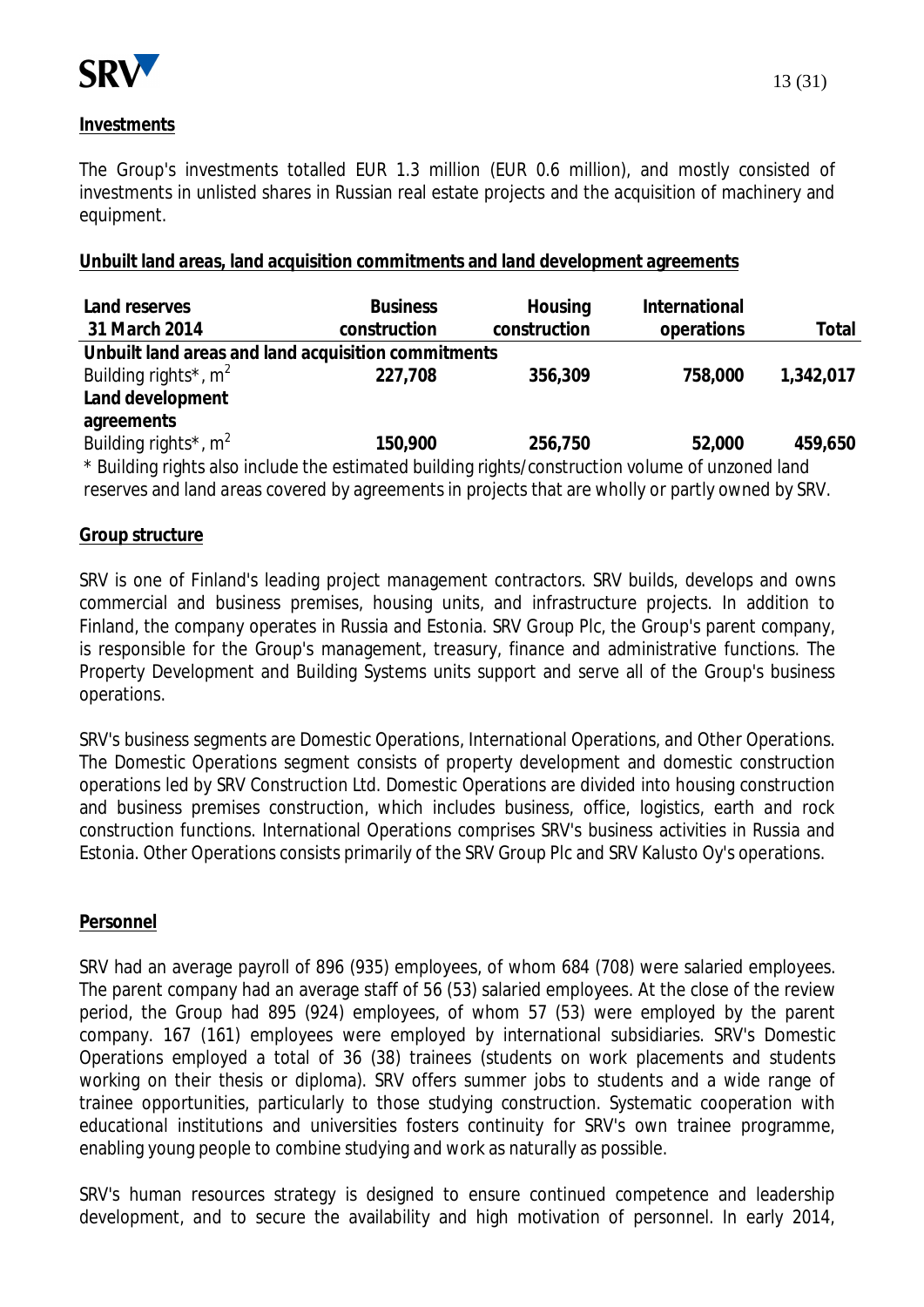**Investments**

The Group's investments totalled EUR 1.3 million (EUR 0.6 million), and mostly consisted of investments in unlisted shares in Russian real estate projects and the acquisition of machinery and equipment.

**Unbuilt land areas, land acquisition commitments and land development agreements**

| Land reserves 31 March 2014 | Business construction | Housing construction | International operations | Total |
|---|---|---|---|---|
| **Unbuilt land areas and land acquisition commitments** | | | | |
| Building rights*, $m^2$ | **227,708** | **356,309** | **758,000** | **1,342,017** |
| **Land development agreements** | | | | |
| Building rights*, $m^2$ | **150,900** | **256,750** | **52,000** | **459,650** |

\* Building rights also include the estimated building rights/construction volume of unzoned land reserves and land areas covered by agreements in projects that are wholly or partly owned by SRV.

**Group structure**

SRV is one of Finland's leading project management contractors. SRV builds, develops and owns commercial and business premises, housing units, and infrastructure projects. In addition to Finland, the company operates in Russia and Estonia. SRV Group Plc, the Group's parent company, is responsible for the Group's management, treasury, finance and administrative functions. The Property Development and Building Systems units support and serve all of the Group's business operations.

SRV's business segments are Domestic Operations, International Operations, and Other Operations. The Domestic Operations segment consists of property development and domestic construction operations led by SRV Construction Ltd. Domestic Operations are divided into housing construction and business premises construction, which includes business, office, logistics, earth and rock construction functions. International Operations comprises SRV's business activities in Russia and Estonia. Other Operations consists primarily of the SRV Group Plc and SRV Kalusto Oy's operations.

**Personnel**

SRV had an average payroll of 896 (935) employees, of whom 684 (708) were salaried employees. The parent company had an average staff of 56 (53) salaried employees. At the close of the review period, the Group had 895 (924) employees, of whom 57 (53) were employed by the parent company. 167 (161) employees were employed by international subsidiaries. SRV's Domestic Operations employed a total of 36 (38) trainees (students on work placements and students working on their thesis or diploma). SRV offers summer jobs to students and a wide range of trainee opportunities, particularly to those studying construction. Systematic cooperation with educational institutions and universities fosters continuity for SRV's own trainee programme, enabling young people to combine studying and work as naturally as possible.

SRV's human resources strategy is designed to ensure continued competence and leadership development, and to secure the availability and high motivation of personnel. In early 2014,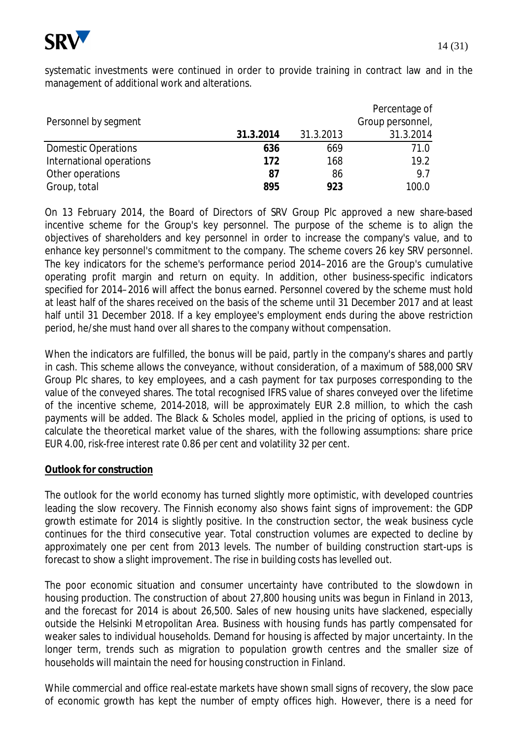systematic investments were continued in order to provide training in contract law and in the management of additional work and alterations.

| Personnel by segment | **31.3.2014** | 31.3.2013 | Percentage of Group personnel, 31.3.2014 |
|---|---|---|---|
| Domestic Operations | **636** | 669 | 71.0 |
| International operations | **172** | 168 | 19.2 |
| Other operations | **87** | 86 | 9.7 |
| Group, total | **895** | **923** | 100.0 |

On 13 February 2014, the Board of Directors of SRV Group Plc approved a new share-based incentive scheme for the Group's key personnel. The purpose of the scheme is to align the objectives of shareholders and key personnel in order to increase the company's value, and to enhance key personnel's commitment to the company. The scheme covers 26 key SRV personnel. The key indicators for the scheme's performance period 2014–2016 are the Group's cumulative operating profit margin and return on equity. In addition, other business-specific indicators specified for 2014–2016 will affect the bonus earned. Personnel covered by the scheme must hold at least half of the shares received on the basis of the scheme until 31 December 2017 and at least half until 31 December 2018. If a key employee's employment ends during the above restriction period, he/she must hand over all shares to the company without compensation.

When the indicators are fulfilled, the bonus will be paid, partly in the company's shares and partly in cash. This scheme allows the conveyance, without consideration, of a maximum of 588,000 SRV Group Plc shares, to key employees, and a cash payment for tax purposes corresponding to the value of the conveyed shares. The total recognised IFRS value of shares conveyed over the lifetime of the incentive scheme, 2014-2018, will be approximately EUR 2.8 million, to which the cash payments will be added. The Black & Scholes model, applied in the pricing of options, is used to calculate the theoretical market value of the shares, with the following assumptions: share price EUR 4.00, risk-free interest rate 0.86 per cent and volatility 32 per cent.

**Outlook for construction**

The outlook for the world economy has turned slightly more optimistic, with developed countries leading the slow recovery. The Finnish economy also shows faint signs of improvement: the GDP growth estimate for 2014 is slightly positive. In the construction sector, the weak business cycle continues for the third consecutive year. Total construction volumes are expected to decline by approximately one per cent from 2013 levels. The number of building construction start-ups is forecast to show a slight improvement. The rise in building costs has levelled out.

The poor economic situation and consumer uncertainty have contributed to the slowdown in housing production. The construction of about 27,800 housing units was begun in Finland in 2013, and the forecast for 2014 is about 26,500. Sales of new housing units have slackened, especially outside the Helsinki Metropolitan Area. Business with housing funds has partly compensated for weaker sales to individual households. Demand for housing is affected by major uncertainty. In the longer term, trends such as migration to population growth centres and the smaller size of households will maintain the need for housing construction in Finland.

While commercial and office real-estate markets have shown small signs of recovery, the slow pace of economic growth has kept the number of empty offices high. However, there is a need for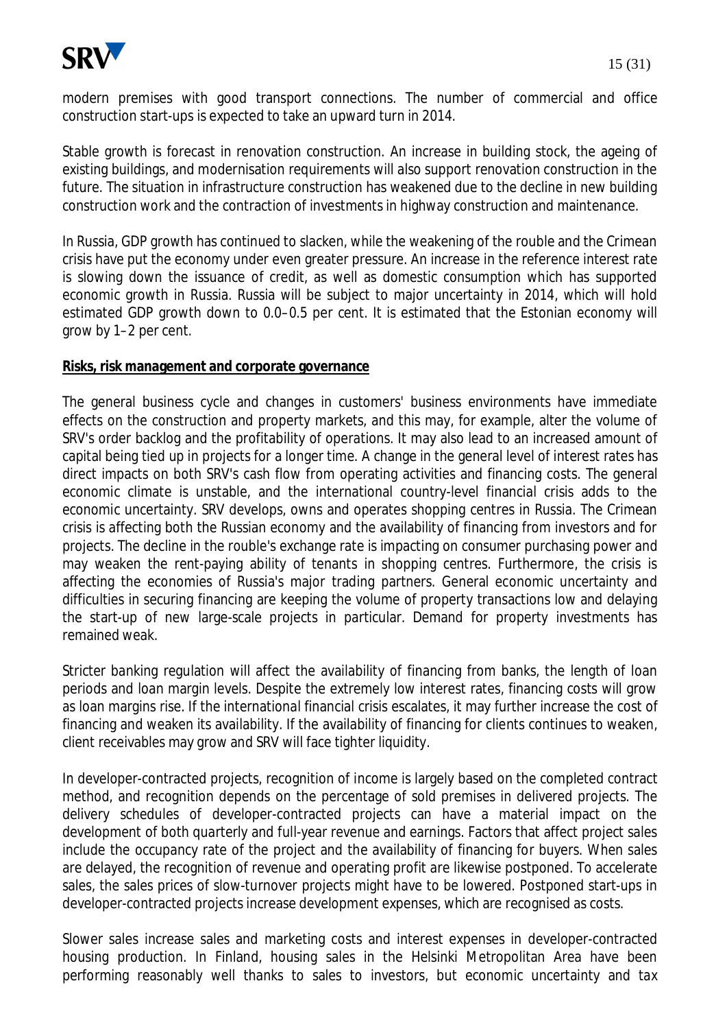modern premises with good transport connections. The number of commercial and office construction start-ups is expected to take an upward turn in 2014.

Stable growth is forecast in renovation construction. An increase in building stock, the ageing of existing buildings, and modernisation requirements will also support renovation construction in the future. The situation in infrastructure construction has weakened due to the decline in new building construction work and the contraction of investments in highway construction and maintenance.

In Russia, GDP growth has continued to slacken, while the weakening of the rouble and the Crimean crisis have put the economy under even greater pressure. An increase in the reference interest rate is slowing down the issuance of credit, as well as domestic consumption which has supported economic growth in Russia. Russia will be subject to major uncertainty in 2014, which will hold estimated GDP growth down to 0.0–0.5 per cent. It is estimated that the Estonian economy will grow by 1–2 per cent.

**Risks, risk management and corporate governance**

The general business cycle and changes in customers' business environments have immediate effects on the construction and property markets, and this may, for example, alter the volume of SRV's order backlog and the profitability of operations. It may also lead to an increased amount of capital being tied up in projects for a longer time. A change in the general level of interest rates has direct impacts on both SRV's cash flow from operating activities and financing costs. The general economic climate is unstable, and the international country-level financial crisis adds to the economic uncertainty. SRV develops, owns and operates shopping centres in Russia. The Crimean crisis is affecting both the Russian economy and the availability of financing from investors and for projects. The decline in the rouble's exchange rate is impacting on consumer purchasing power and may weaken the rent-paying ability of tenants in shopping centres. Furthermore, the crisis is affecting the economies of Russia's major trading partners. General economic uncertainty and difficulties in securing financing are keeping the volume of property transactions low and delaying the start-up of new large-scale projects in particular. Demand for property investments has remained weak.

Stricter banking regulation will affect the availability of financing from banks, the length of loan periods and loan margin levels. Despite the extremely low interest rates, financing costs will grow as loan margins rise. If the international financial crisis escalates, it may further increase the cost of financing and weaken its availability. If the availability of financing for clients continues to weaken, client receivables may grow and SRV will face tighter liquidity.

In developer-contracted projects, recognition of income is largely based on the completed contract method, and recognition depends on the percentage of sold premises in delivered projects. The delivery schedules of developer-contracted projects can have a material impact on the development of both quarterly and full-year revenue and earnings. Factors that affect project sales include the occupancy rate of the project and the availability of financing for buyers. When sales are delayed, the recognition of revenue and operating profit are likewise postponed. To accelerate sales, the sales prices of slow-turnover projects might have to be lowered. Postponed start-ups in developer-contracted projects increase development expenses, which are recognised as costs.

Slower sales increase sales and marketing costs and interest expenses in developer-contracted housing production. In Finland, housing sales in the Helsinki Metropolitan Area have been performing reasonably well thanks to sales to investors, but economic uncertainty and tax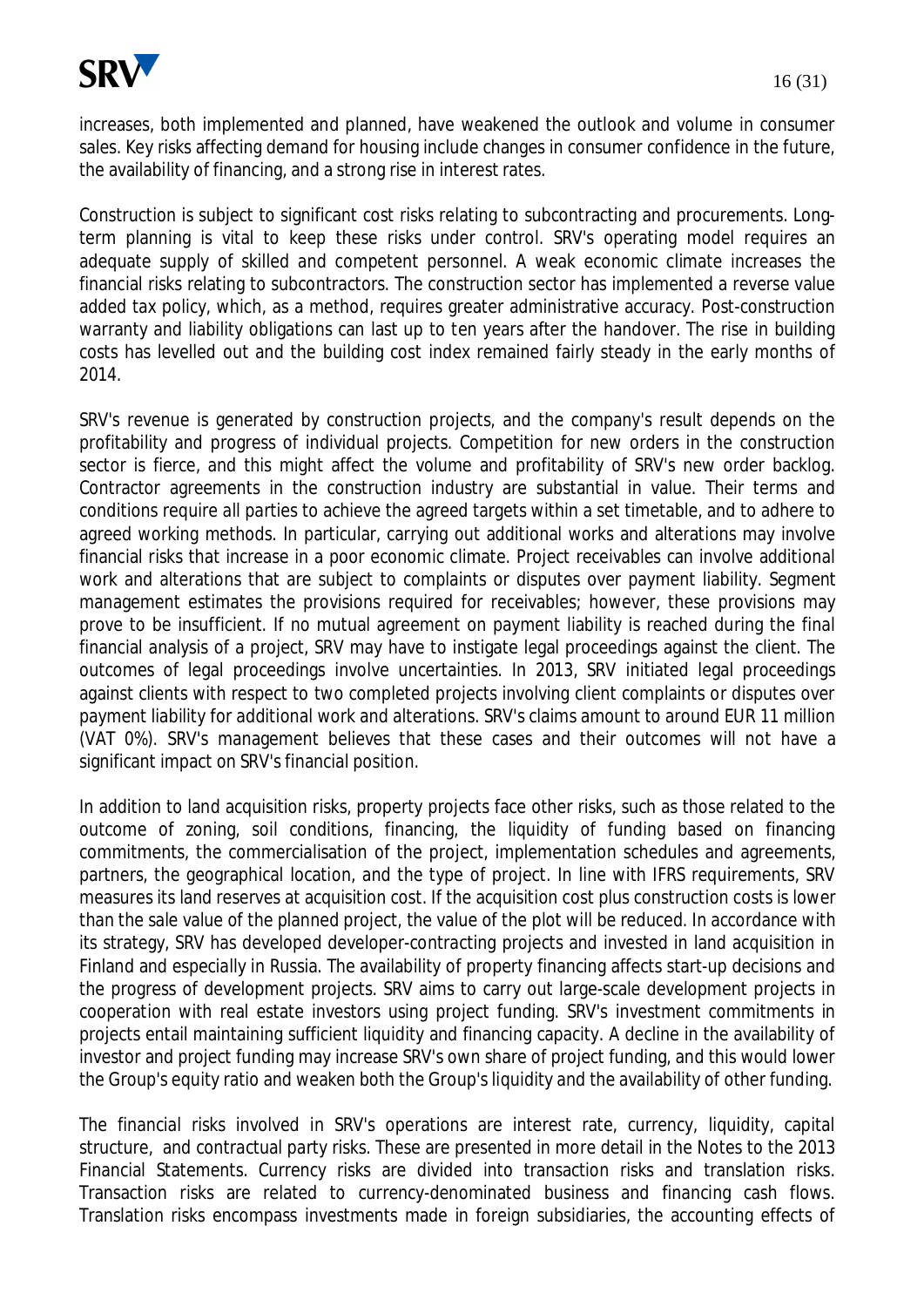increases, both implemented and planned, have weakened the outlook and volume in consumer sales. Key risks affecting demand for housing include changes in consumer confidence in the future, the availability of financing, and a strong rise in interest rates.

Construction is subject to significant cost risks relating to subcontracting and procurements. Long-term planning is vital to keep these risks under control. SRV's operating model requires an adequate supply of skilled and competent personnel. A weak economic climate increases the financial risks relating to subcontractors. The construction sector has implemented a reverse value added tax policy, which, as a method, requires greater administrative accuracy. Post-construction warranty and liability obligations can last up to ten years after the handover. The rise in building costs has levelled out and the building cost index remained fairly steady in the early months of 2014.

SRV's revenue is generated by construction projects, and the company's result depends on the profitability and progress of individual projects. Competition for new orders in the construction sector is fierce, and this might affect the volume and profitability of SRV's new order backlog. Contractor agreements in the construction industry are substantial in value. Their terms and conditions require all parties to achieve the agreed targets within a set timetable, and to adhere to agreed working methods. In particular, carrying out additional works and alterations may involve financial risks that increase in a poor economic climate. Project receivables can involve additional work and alterations that are subject to complaints or disputes over payment liability. Segment management estimates the provisions required for receivables; however, these provisions may prove to be insufficient. If no mutual agreement on payment liability is reached during the final financial analysis of a project, SRV may have to instigate legal proceedings against the client. The outcomes of legal proceedings involve uncertainties. In 2013, SRV initiated legal proceedings against clients with respect to two completed projects involving client complaints or disputes over payment liability for additional work and alterations. SRV's claims amount to around EUR 11 million (VAT 0%). SRV's management believes that these cases and their outcomes will not have a significant impact on SRV's financial position.

In addition to land acquisition risks, property projects face other risks, such as those related to the outcome of zoning, soil conditions, financing, the liquidity of funding based on financing commitments, the commercialisation of the project, implementation schedules and agreements, partners, the geographical location, and the type of project. In line with IFRS requirements, SRV measures its land reserves at acquisition cost. If the acquisition cost plus construction costs is lower than the sale value of the planned project, the value of the plot will be reduced. In accordance with its strategy, SRV has developed developer-contracting projects and invested in land acquisition in Finland and especially in Russia. The availability of property financing affects start-up decisions and the progress of development projects. SRV aims to carry out large-scale development projects in cooperation with real estate investors using project funding. SRV's investment commitments in projects entail maintaining sufficient liquidity and financing capacity. A decline in the availability of investor and project funding may increase SRV's own share of project funding, and this would lower the Group's equity ratio and weaken both the Group's liquidity and the availability of other funding.

The financial risks involved in SRV's operations are interest rate, currency, liquidity, capital structure, and contractual party risks. These are presented in more detail in the Notes to the 2013 Financial Statements. Currency risks are divided into transaction risks and translation risks. Transaction risks are related to currency-denominated business and financing cash flows. Translation risks encompass investments made in foreign subsidiaries, the accounting effects of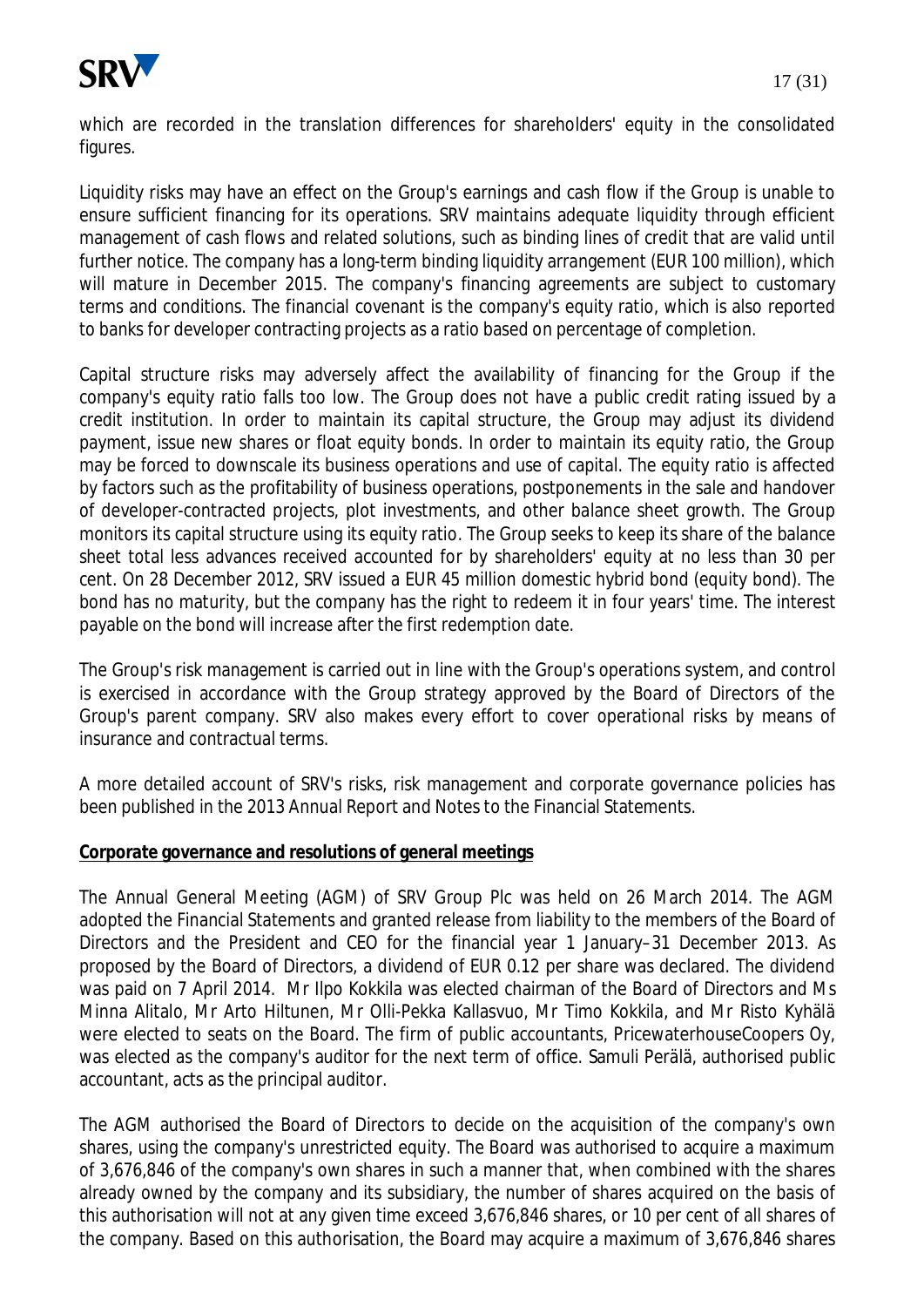which are recorded in the translation differences for shareholders' equity in the consolidated figures.

Liquidity risks may have an effect on the Group's earnings and cash flow if the Group is unable to ensure sufficient financing for its operations. SRV maintains adequate liquidity through efficient management of cash flows and related solutions, such as binding lines of credit that are valid until further notice. The company has a long-term binding liquidity arrangement (EUR 100 million), which will mature in December 2015. The company's financing agreements are subject to customary terms and conditions. The financial covenant is the company's equity ratio, which is also reported to banks for developer contracting projects as a ratio based on percentage of completion.

Capital structure risks may adversely affect the availability of financing for the Group if the company's equity ratio falls too low. The Group does not have a public credit rating issued by a credit institution. In order to maintain its capital structure, the Group may adjust its dividend payment, issue new shares or float equity bonds. In order to maintain its equity ratio, the Group may be forced to downscale its business operations and use of capital. The equity ratio is affected by factors such as the profitability of business operations, postponements in the sale and handover of developer-contracted projects, plot investments, and other balance sheet growth. The Group monitors its capital structure using its equity ratio. The Group seeks to keep its share of the balance sheet total less advances received accounted for by shareholders' equity at no less than 30 per cent. On 28 December 2012, SRV issued a EUR 45 million domestic hybrid bond (equity bond). The bond has no maturity, but the company has the right to redeem it in four years' time. The interest payable on the bond will increase after the first redemption date.

The Group's risk management is carried out in line with the Group's operations system, and control is exercised in accordance with the Group strategy approved by the Board of Directors of the Group's parent company. SRV also makes every effort to cover operational risks by means of insurance and contractual terms.

A more detailed account of SRV's risks, risk management and corporate governance policies has been published in the 2013 Annual Report and Notes to the Financial Statements.

**Corporate governance and resolutions of general meetings**

The Annual General Meeting (AGM) of SRV Group Plc was held on 26 March 2014. The AGM adopted the Financial Statements and granted release from liability to the members of the Board of Directors and the President and CEO for the financial year 1 January–31 December 2013. As proposed by the Board of Directors, a dividend of EUR 0.12 per share was declared. The dividend was paid on 7 April 2014. Mr Ilpo Kokkila was elected chairman of the Board of Directors and Ms Minna Alitalo, Mr Arto Hiltunen, Mr Olli-Pekka Kallasvuo, Mr Timo Kokkila, and Mr Risto Kyhälä were elected to seats on the Board. The firm of public accountants, PricewaterhouseCoopers Oy, was elected as the company's auditor for the next term of office. Samuli Perälä, authorised public accountant, acts as the principal auditor.

The AGM authorised the Board of Directors to decide on the acquisition of the company's own shares, using the company's unrestricted equity. The Board was authorised to acquire a maximum of 3,676,846 of the company's own shares in such a manner that, when combined with the shares already owned by the company and its subsidiary, the number of shares acquired on the basis of this authorisation will not at any given time exceed 3,676,846 shares, or 10 per cent of all shares of the company. Based on this authorisation, the Board may acquire a maximum of 3,676,846 shares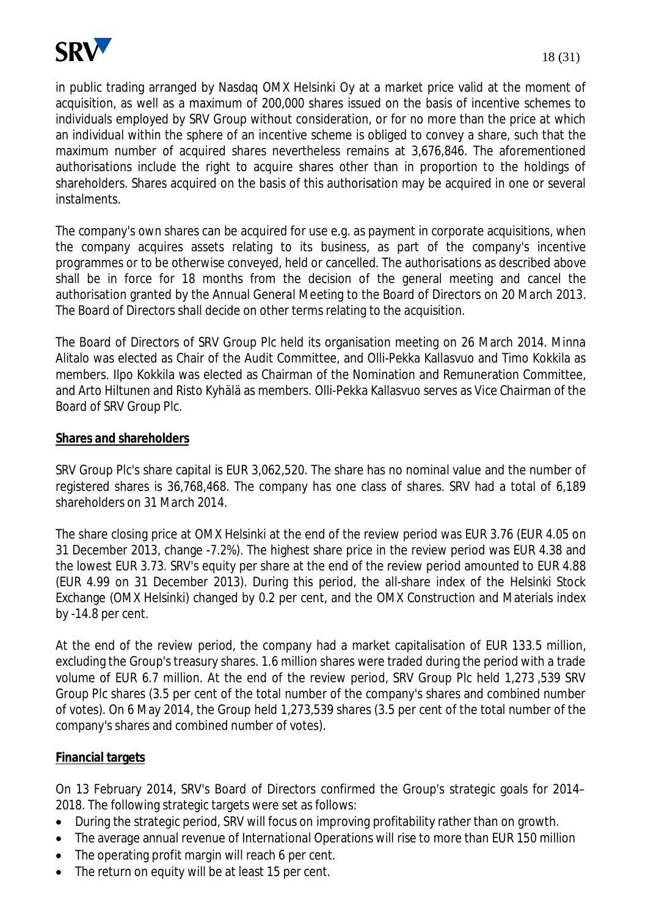in public trading arranged by Nasdaq OMX Helsinki Oy at a market price valid at the moment of acquisition, as well as a maximum of 200,000 shares issued on the basis of incentive schemes to individuals employed by SRV Group without consideration, or for no more than the price at which an individual within the sphere of an incentive scheme is obliged to convey a share, such that the maximum number of acquired shares nevertheless remains at 3,676,846. The aforementioned authorisations include the right to acquire shares other than in proportion to the holdings of shareholders. Shares acquired on the basis of this authorisation may be acquired in one or several instalments.

The company's own shares can be acquired for use e.g. as payment in corporate acquisitions, when the company acquires assets relating to its business, as part of the company's incentive programmes or to be otherwise conveyed, held or cancelled. The authorisations as described above shall be in force for 18 months from the decision of the general meeting and cancel the authorisation granted by the Annual General Meeting to the Board of Directors on 20 March 2013. The Board of Directors shall decide on other terms relating to the acquisition.

The Board of Directors of SRV Group Plc held its organisation meeting on 26 March 2014. Minna Alitalo was elected as Chair of the Audit Committee, and Olli-Pekka Kallasvuo and Timo Kokkila as members. Ilpo Kokkila was elected as Chairman of the Nomination and Remuneration Committee, and Arto Hiltunen and Risto Kyhälä as members. Olli-Pekka Kallasvuo serves as Vice Chairman of the Board of SRV Group Plc.

**Shares and shareholders**

SRV Group Plc's share capital is EUR 3,062,520. The share has no nominal value and the number of registered shares is 36,768,468. The company has one class of shares. SRV had a total of 6,189 shareholders on 31 March 2014.

The share closing price at OMX Helsinki at the end of the review period was EUR 3.76 (EUR 4.05 on 31 December 2013, change -7.2%). The highest share price in the review period was EUR 4.38 and the lowest EUR 3.73. SRV's equity per share at the end of the review period amounted to EUR 4.88 (EUR 4.99 on 31 December 2013). During this period, the all-share index of the Helsinki Stock Exchange (OMX Helsinki) changed by 0.2 per cent, and the OMX Construction and Materials index by -14.8 per cent.

At the end of the review period, the company had a market capitalisation of EUR 133.5 million, excluding the Group's treasury shares. 1.6 million shares were traded during the period with a trade volume of EUR 6.7 million. At the end of the review period, SRV Group Plc held 1,273 ,539 SRV Group Plc shares (3.5 per cent of the total number of the company's shares and combined number of votes). On 6 May 2014, the Group held 1,273,539 shares (3.5 per cent of the total number of the company's shares and combined number of votes).

**Financial targets**

On 13 February 2014, SRV's Board of Directors confirmed the Group's strategic goals for 2014–2018. The following strategic targets were set as follows:

- During the strategic period, SRV will focus on improving profitability rather than on growth.
- The average annual revenue of International Operations will rise to more than EUR 150 million
- The operating profit margin will reach 6 per cent.
- The return on equity will be at least 15 per cent.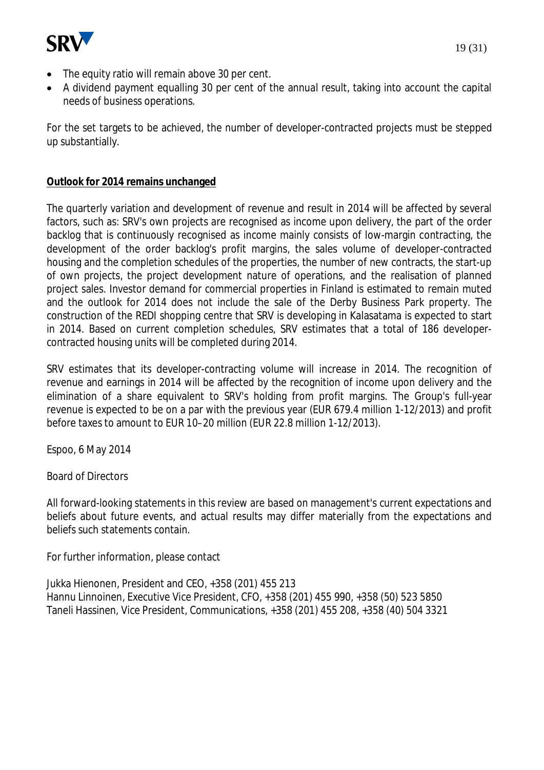- The equity ratio will remain above 30 per cent.
- A dividend payment equalling 30 per cent of the annual result, taking into account the capital needs of business operations.

For the set targets to be achieved, the number of developer-contracted projects must be stepped up substantially.

**Outlook for 2014 remains unchanged**

The quarterly variation and development of revenue and result in 2014 will be affected by several factors, such as: SRV's own projects are recognised as income upon delivery, the part of the order backlog that is continuously recognised as income mainly consists of low-margin contracting, the development of the order backlog's profit margins, the sales volume of developer-contracted housing and the completion schedules of the properties, the number of new contracts, the start-up of own projects, the project development nature of operations, and the realisation of planned project sales. Investor demand for commercial properties in Finland is estimated to remain muted and the outlook for 2014 does not include the sale of the Derby Business Park property. The construction of the REDI shopping centre that SRV is developing in Kalasatama is expected to start in 2014. Based on current completion schedules, SRV estimates that a total of 186 developer-contracted housing units will be completed during 2014.

SRV estimates that its developer-contracting volume will increase in 2014. The recognition of revenue and earnings in 2014 will be affected by the recognition of income upon delivery and the elimination of a share equivalent to SRV's holding from profit margins. The Group's full-year revenue is expected to be on a par with the previous year (EUR 679.4 million 1-12/2013) and profit before taxes to amount to EUR 10–20 million (EUR 22.8 million 1-12/2013).

Espoo, 6 May 2014

Board of Directors

All forward-looking statements in this review are based on management's current expectations and beliefs about future events, and actual results may differ materially from the expectations and beliefs such statements contain.

For further information, please contact

Jukka Hienonen, President and CEO, +358 (201) 455 213
Hannu Linnoinen, Executive Vice President, CFO, +358 (201) 455 990, +358 (50) 523 5850
Taneli Hassinen, Vice President, Communications, +358 (201) 455 208, +358 (40) 504 3321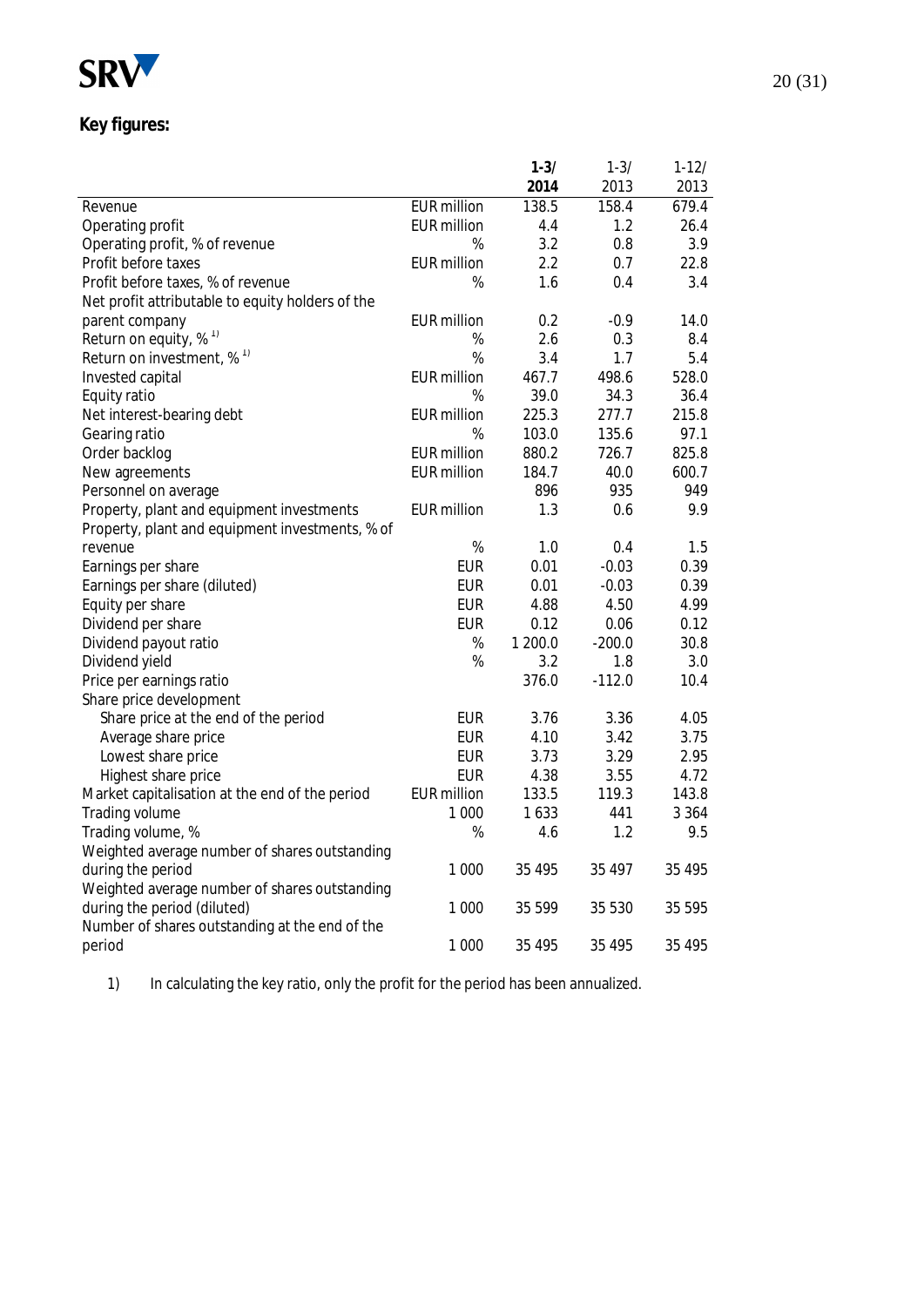**Key figures:**

| | | 1-3/ 2014 | 1-3/ 2013 | 1-12/ 2013 |
|---|---|---|---|---|
| Revenue | EUR million | 138.5 | 158.4 | 679.4 |
| Operating profit | EUR million | 4.4 | 1.2 | 26.4 |
| Operating profit, % of revenue | % | 3.2 | 0.8 | 3.9 |
| Profit before taxes | EUR million | 2.2 | 0.7 | 22.8 |
| Profit before taxes, % of revenue | % | 1.6 | 0.4 | 3.4 |
| Net profit attributable to equity holders of the parent company | EUR million | 0.2 | -0.9 | 14.0 |
| Return on equity, % [1)] | % | 2.6 | 0.3 | 8.4 |
| Return on investment, % [1)] | % | 3.4 | 1.7 | 5.4 |
| Invested capital | EUR million | 467.7 | 498.6 | 528.0 |
| Equity ratio | % | 39.0 | 34.3 | 36.4 |
| Net interest-bearing debt | EUR million | 225.3 | 277.7 | 215.8 |
| Gearing ratio | % | 103.0 | 135.6 | 97.1 |
| Order backlog | EUR million | 880.2 | 726.7 | 825.8 |
| New agreements | EUR million | 184.7 | 40.0 | 600.7 |
| Personnel on average | | 896 | 935 | 949 |
| Property, plant and equipment investments | EUR million | 1.3 | 0.6 | 9.9 |
| Property, plant and equipment investments, % of revenue | % | 1.0 | 0.4 | 1.5 |
| Earnings per share | EUR | 0.01 | -0.03 | 0.39 |
| Earnings per share (diluted) | EUR | 0.01 | -0.03 | 0.39 |
| Equity per share | EUR | 4.88 | 4.50 | 4.99 |
| Dividend per share | EUR | 0.12 | 0.06 | 0.12 |
| Dividend payout ratio | % | 1 200.0 | -200.0 | 30.8 |
| Dividend yield | % | 3.2 | 1.8 | 3.0 |
| Price per earnings ratio | | 376.0 | -112.0 | 10.4 |
| Share price development | | | | |
| Share price at the end of the period | EUR | 3.76 | 3.36 | 4.05 |
| Average share price | EUR | 4.10 | 3.42 | 3.75 |
| Lowest share price | EUR | 3.73 | 3.29 | 2.95 |
| Highest share price | EUR | 4.38 | 3.55 | 4.72 |
| Market capitalisation at the end of the period | EUR million | 133.5 | 119.3 | 143.8 |
| Trading volume | 1 000 | 1 633 | 441 | 3 364 |
| Trading volume, % | % | 4.6 | 1.2 | 9.5 |
| Weighted average number of shares outstanding during the period | 1 000 | 35 495 | 35 497 | 35 495 |
| Weighted average number of shares outstanding during the period (diluted) | 1 000 | 35 599 | 35 530 | 35 595 |
| Number of shares outstanding at the end of the period | 1 000 | 35 495 | 35 495 | 35 495 |

1) In calculating the key ratio, only the profit for the period has been annualized.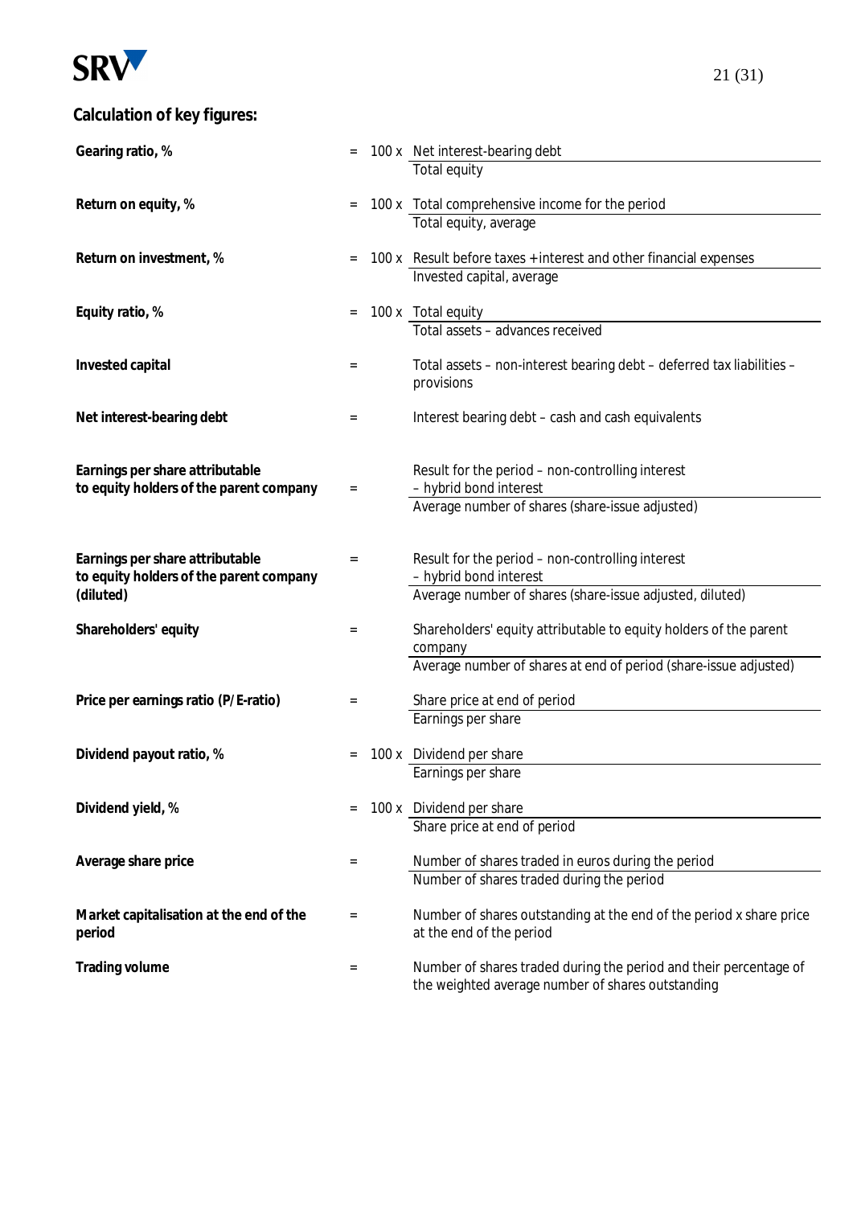## Calculation of key figures:

**Gearing ratio, %** = 100 x $\frac{\text{Net interest-bearing debt}}{\text{Total equity}}$

**Return on equity, %** = 100 x $\frac{\text{Total comprehensive income for the period}}{\text{Total equity, average}}$

**Return on investment, %** = 100 x $\frac{\text{Result before taxes + interest and other financial expenses}}{\text{Invested capital, average}}$

**Equity ratio, %** = 100 x $\frac{\text{Total equity}}{\text{Total assets – advances received}}$

**Invested capital** = Total assets – non-interest bearing debt – deferred tax liabilities – provisions

**Net interest-bearing debt** = Interest bearing debt – cash and cash equivalents

**Earnings per share attributable to equity holders of the parent company** = $\frac{\text{Result for the period – non-controlling interest – hybrid bond interest}}{\text{Average number of shares (share-issue adjusted)}}$

**Earnings per share attributable to equity holders of the parent company (diluted)** = $\frac{\text{Result for the period – non-controlling interest – hybrid bond interest}}{\text{Average number of shares (share-issue adjusted, diluted)}}$

**Shareholders' equity** = $\frac{\text{Shareholders' equity attributable to equity holders of the parent company}}{\text{Average number of shares at end of period (share-issue adjusted)}}$

**Price per earnings ratio (P/E-ratio)** = $\frac{\text{Share price at end of period}}{\text{Earnings per share}}$

**Dividend payout ratio, %** = 100 x $\frac{\text{Dividend per share}}{\text{Earnings per share}}$

**Dividend yield, %** = 100 x $\frac{\text{Dividend per share}}{\text{Share price at end of period}}$

**Average share price** = $\frac{\text{Number of shares traded in euros during the period}}{\text{Number of shares traded during the period}}$

**Market capitalisation at the end of the period** = Number of shares outstanding at the end of the period x share price at the end of the period

**Trading volume** = Number of shares traded during the period and their percentage of the weighted average number of shares outstanding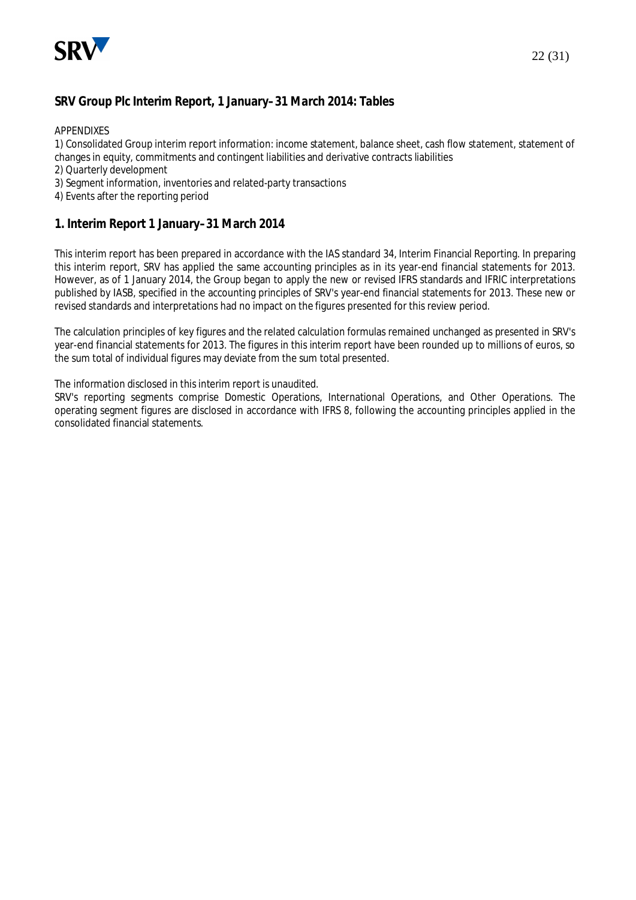## SRV Group Plc Interim Report, 1 January–31 March 2014: Tables

APPENDIXES

1) Consolidated Group interim report information: income statement, balance sheet, cash flow statement, statement of changes in equity, commitments and contingent liabilities and derivative contracts liabilities
2) Quarterly development
3) Segment information, inventories and related-party transactions
4) Events after the reporting period

## 1. Interim Report 1 January–31 March 2014

This interim report has been prepared in accordance with the IAS standard 34, Interim Financial Reporting. In preparing this interim report, SRV has applied the same accounting principles as in its year-end financial statements for 2013. However, as of 1 January 2014, the Group began to apply the new or revised IFRS standards and IFRIC interpretations published by IASB, specified in the accounting principles of SRV's year-end financial statements for 2013. These new or revised standards and interpretations had no impact on the figures presented for this review period.

The calculation principles of key figures and the related calculation formulas remained unchanged as presented in SRV's year-end financial statements for 2013. The figures in this interim report have been rounded up to millions of euros, so the sum total of individual figures may deviate from the sum total presented.

The information disclosed in this interim report is unaudited.
SRV's reporting segments comprise Domestic Operations, International Operations, and Other Operations. The operating segment figures are disclosed in accordance with IFRS 8, following the accounting principles applied in the consolidated financial statements.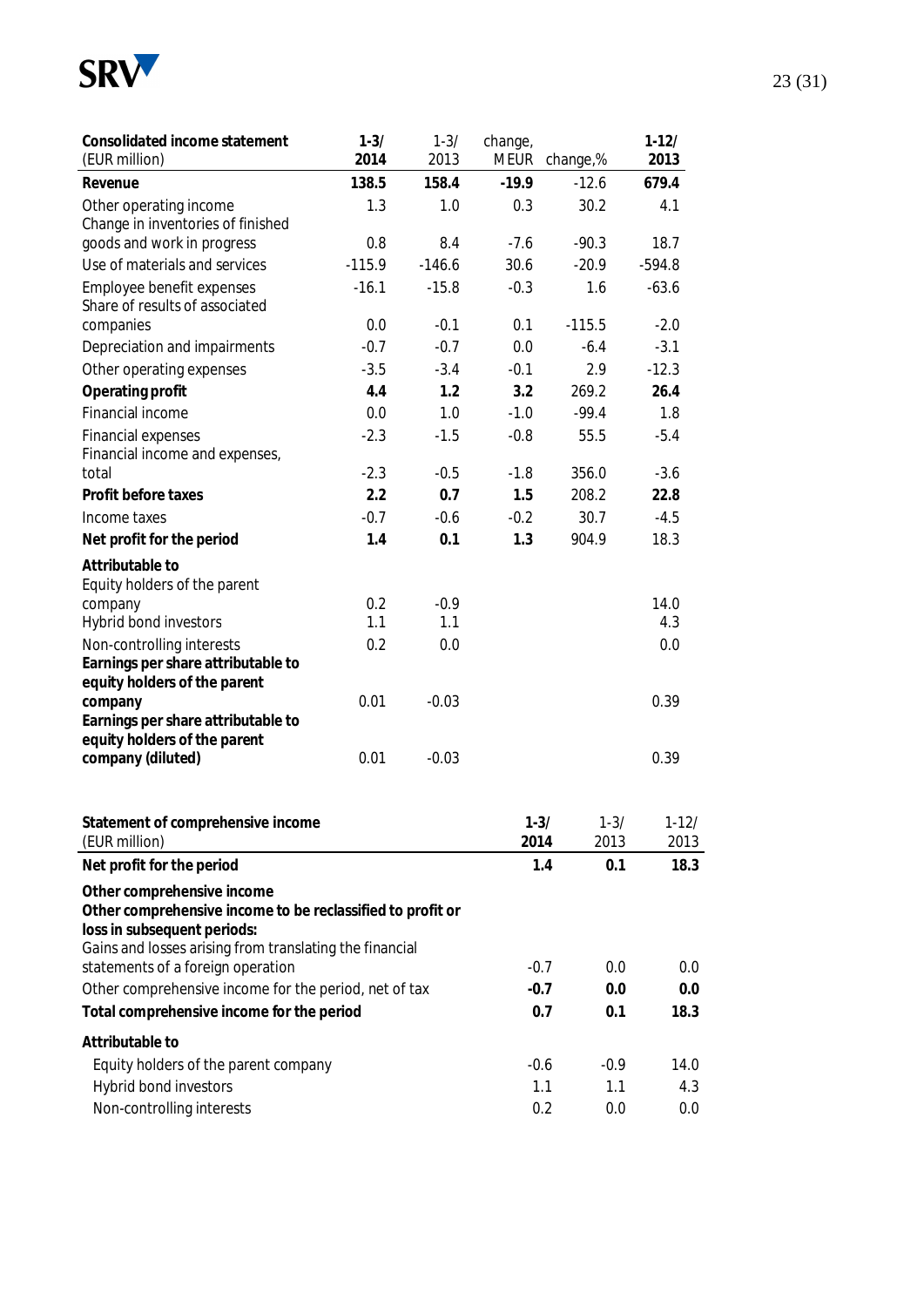| **Consolidated income statement** (EUR million) | **1-3/ 2014** | 1-3/ 2013 | change, MEUR | change,% | **1-12/ 2013** |
|---|---|---|---|---|---|
| **Revenue** | **138.5** | **158.4** | **-19.9** | -12.6 | **679.4** |
| Other operating income | 1.3 | 1.0 | 0.3 | 30.2 | 4.1 |
| Change in inventories of finished goods and work in progress | 0.8 | 8.4 | -7.6 | -90.3 | 18.7 |
| Use of materials and services | -115.9 | -146.6 | 30.6 | -20.9 | -594.8 |
| Employee benefit expenses | -16.1 | -15.8 | -0.3 | 1.6 | -63.6 |
| Share of results of associated companies | 0.0 | -0.1 | 0.1 | -115.5 | -2.0 |
| Depreciation and impairments | -0.7 | -0.7 | 0.0 | -6.4 | -3.1 |
| Other operating expenses | -3.5 | -3.4 | -0.1 | 2.9 | -12.3 |
| **Operating profit** | **4.4** | **1.2** | **3.2** | 269.2 | **26.4** |
| Financial income | 0.0 | 1.0 | -1.0 | -99.4 | 1.8 |
| Financial expenses | -2.3 | -1.5 | -0.8 | 55.5 | -5.4 |
| Financial income and expenses, total | -2.3 | -0.5 | -1.8 | 356.0 | -3.6 |
| **Profit before taxes** | **2.2** | **0.7** | **1.5** | 208.2 | **22.8** |
| Income taxes | -0.7 | -0.6 | -0.2 | 30.7 | -4.5 |
| **Net profit for the period** | **1.4** | **0.1** | **1.3** | 904.9 | 18.3 |
| **Attributable to** | | | | | |
| Equity holders of the parent company | 0.2 | -0.9 | | | 14.0 |
| Hybrid bond investors | 1.1 | 1.1 | | | 4.3 |
| Non-controlling interests | 0.2 | 0.0 | | | 0.0 |
| **Earnings per share attributable to equity holders of the parent company** | 0.01 | -0.03 | | | 0.39 |
| **Earnings per share attributable to equity holders of the parent company (diluted)** | 0.01 | -0.03 | | | 0.39 |

| **Statement of comprehensive income** (EUR million) | **1-3/ 2014** | 1-3/ 2013 | 1-12/ 2013 |
|---|---|---|---|
| **Net profit for the period** | **1.4** | **0.1** | **18.3** |
| **Other comprehensive income** | | | |
| **Other comprehensive income to be reclassified to profit or loss in subsequent periods:** | | | |
| Gains and losses arising from translating the financial statements of a foreign operation | -0.7 | 0.0 | 0.0 |
| Other comprehensive income for the period, net of tax | **-0.7** | **0.0** | **0.0** |
| **Total comprehensive income for the period** | **0.7** | **0.1** | **18.3** |
| **Attributable to** | | | |
| Equity holders of the parent company | -0.6 | -0.9 | 14.0 |
| Hybrid bond investors | 1.1 | 1.1 | 4.3 |
| Non-controlling interests | 0.2 | 0.0 | 0.0 |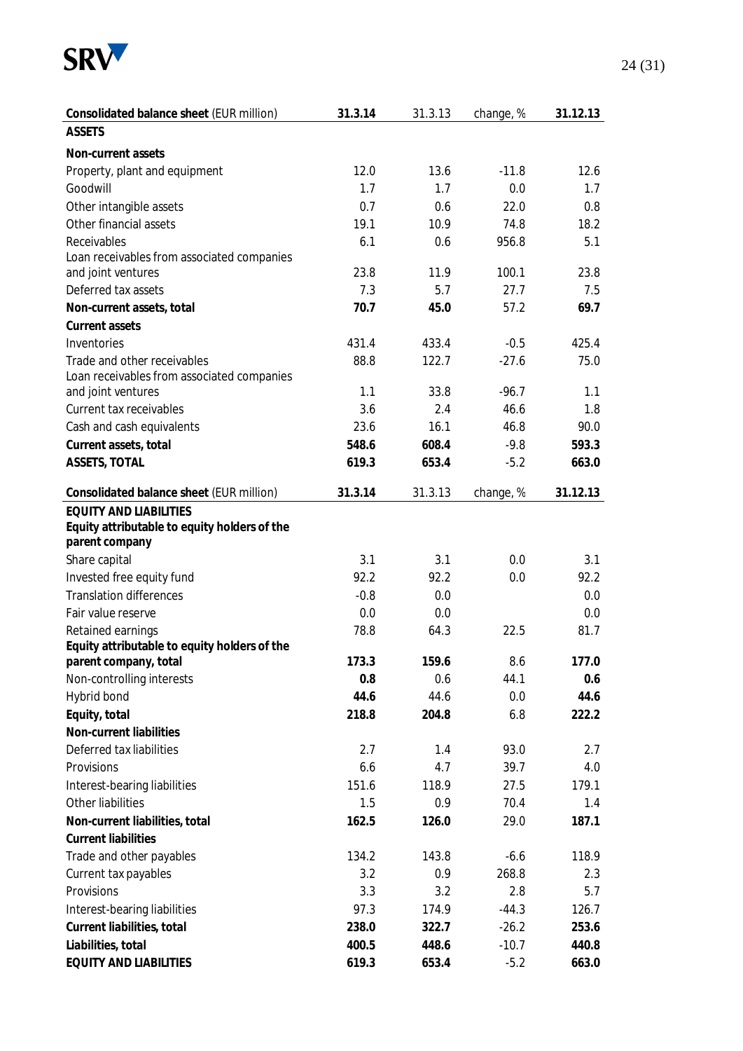| Consolidated balance sheet (EUR million) | 31.3.14 | 31.3.13 | change, % | 31.12.13 |
|---|---|---|---|---|
| **ASSETS** | | | | |
| **Non-current assets** | | | | |
| Property, plant and equipment | 12.0 | 13.6 | -11.8 | 12.6 |
| Goodwill | 1.7 | 1.7 | 0.0 | 1.7 |
| Other intangible assets | 0.7 | 0.6 | 22.0 | 0.8 |
| Other financial assets | 19.1 | 10.9 | 74.8 | 18.2 |
| Receivables | 6.1 | 0.6 | 956.8 | 5.1 |
| Loan receivables from associated companies and joint ventures | 23.8 | 11.9 | 100.1 | 23.8 |
| Deferred tax assets | 7.3 | 5.7 | 27.7 | 7.5 |
| **Non-current assets, total** | **70.7** | **45.0** | 57.2 | **69.7** |
| **Current assets** | | | | |
| Inventories | 431.4 | 433.4 | -0.5 | 425.4 |
| Trade and other receivables | 88.8 | 122.7 | -27.6 | 75.0 |
| Loan receivables from associated companies and joint ventures | 1.1 | 33.8 | -96.7 | 1.1 |
| Current tax receivables | 3.6 | 2.4 | 46.6 | 1.8 |
| Cash and cash equivalents | 23.6 | 16.1 | 46.8 | 90.0 |
| **Current assets, total** | **548.6** | **608.4** | -9.8 | **593.3** |
| **ASSETS, TOTAL** | **619.3** | **653.4** | -5.2 | **663.0** |

| Consolidated balance sheet (EUR million) | 31.3.14 | 31.3.13 | change, % | 31.12.13 |
|---|---|---|---|---|
| **EQUITY AND LIABILITIES** | | | | |
| **Equity attributable to equity holders of the parent company** | | | | |
| Share capital | 3.1 | 3.1 | 0.0 | 3.1 |
| Invested free equity fund | 92.2 | 92.2 | 0.0 | 92.2 |
| Translation differences | -0.8 | 0.0 | | 0.0 |
| Fair value reserve | 0.0 | 0.0 | | 0.0 |
| Retained earnings | 78.8 | 64.3 | 22.5 | 81.7 |
| **Equity attributable to equity holders of the parent company, total** | **173.3** | **159.6** | 8.6 | **177.0** |
| Non-controlling interests | **0.8** | 0.6 | 44.1 | **0.6** |
| Hybrid bond | **44.6** | 44.6 | 0.0 | **44.6** |
| **Equity, total** | **218.8** | 204.8 | 6.8 | **222.2** |
| **Non-current liabilities** | | | | |
| Deferred tax liabilities | 2.7 | 1.4 | 93.0 | 2.7 |
| Provisions | 6.6 | 4.7 | 39.7 | 4.0 |
| Interest-bearing liabilities | 151.6 | 118.9 | 27.5 | 179.1 |
| Other liabilities | 1.5 | 0.9 | 70.4 | 1.4 |
| **Non-current liabilities, total** | **162.5** | **126.0** | 29.0 | **187.1** |
| **Current liabilities** | | | | |
| Trade and other payables | 134.2 | 143.8 | -6.6 | 118.9 |
| Current tax payables | 3.2 | 0.9 | 268.8 | 2.3 |
| Provisions | 3.3 | 3.2 | 2.8 | 5.7 |
| Interest-bearing liabilities | 97.3 | 174.9 | -44.3 | 126.7 |
| **Current liabilities, total** | **238.0** | **322.7** | -26.2 | **253.6** |
| **Liabilities, total** | **400.5** | **448.6** | -10.7 | **440.8** |
| **EQUITY AND LIABILITIES** | **619.3** | **653.4** | -5.2 | **663.0** |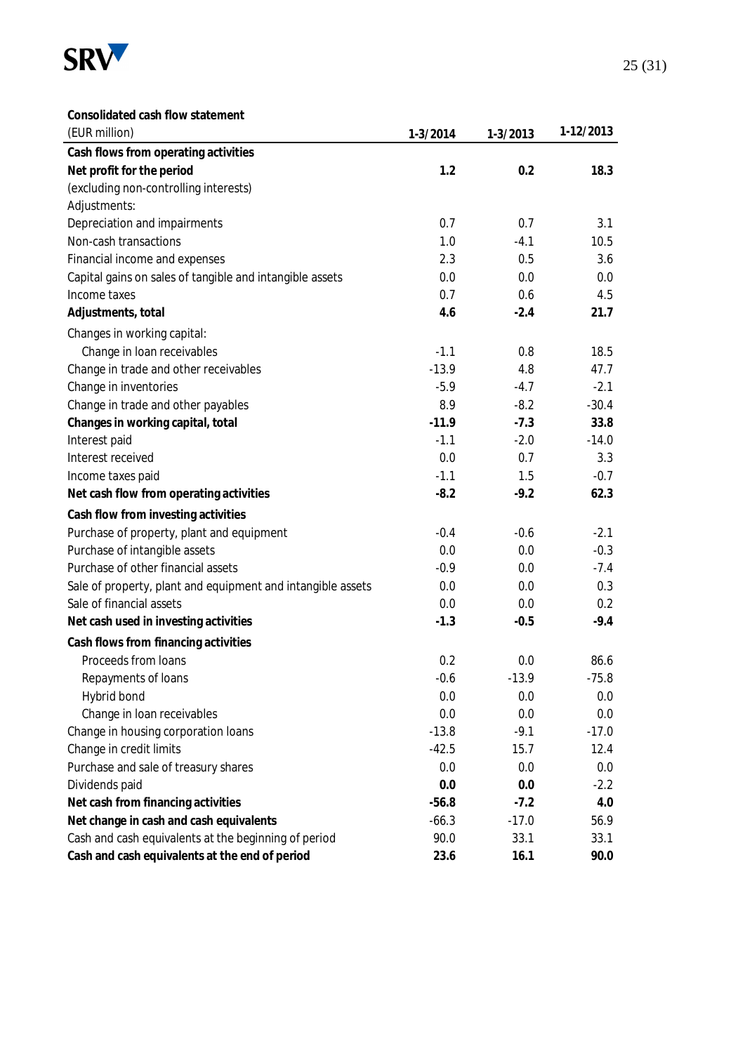**Consolidated cash flow statement**

| (EUR million) | 1-3/2014 | 1-3/2013 | 1-12/2013 |
|---|---|---|---|
| **Cash flows from operating activities** | | | |
| **Net profit for the period** | **1.2** | **0.2** | **18.3** |
| (excluding non-controlling interests) | | | |
| Adjustments: | | | |
| Depreciation and impairments | 0.7 | 0.7 | 3.1 |
| Non-cash transactions | 1.0 | -4.1 | 10.5 |
| Financial income and expenses | 2.3 | 0.5 | 3.6 |
| Capital gains on sales of tangible and intangible assets | 0.0 | 0.0 | 0.0 |
| Income taxes | 0.7 | 0.6 | 4.5 |
| **Adjustments, total** | **4.6** | **-2.4** | **21.7** |
| Changes in working capital: | | | |
| Change in loan receivables | -1.1 | 0.8 | 18.5 |
| Change in trade and other receivables | -13.9 | 4.8 | 47.7 |
| Change in inventories | -5.9 | -4.7 | -2.1 |
| Change in trade and other payables | 8.9 | -8.2 | -30.4 |
| **Changes in working capital, total** | **-11.9** | **-7.3** | **33.8** |
| Interest paid | -1.1 | -2.0 | -14.0 |
| Interest received | 0.0 | 0.7 | 3.3 |
| Income taxes paid | -1.1 | 1.5 | -0.7 |
| **Net cash flow from operating activities** | **-8.2** | **-9.2** | **62.3** |
| **Cash flow from investing activities** | | | |
| Purchase of property, plant and equipment | -0.4 | -0.6 | -2.1 |
| Purchase of intangible assets | 0.0 | 0.0 | -0.3 |
| Purchase of other financial assets | -0.9 | 0.0 | -7.4 |
| Sale of property, plant and equipment and intangible assets | 0.0 | 0.0 | 0.3 |
| Sale of financial assets | 0.0 | 0.0 | 0.2 |
| **Net cash used in investing activities** | **-1.3** | **-0.5** | **-9.4** |
| **Cash flows from financing activities** | | | |
| Proceeds from loans | 0.2 | 0.0 | 86.6 |
| Repayments of loans | -0.6 | -13.9 | -75.8 |
| Hybrid bond | 0.0 | 0.0 | 0.0 |
| Change in loan receivables | 0.0 | 0.0 | 0.0 |
| Change in housing corporation loans | -13.8 | -9.1 | -17.0 |
| Change in credit limits | -42.5 | 15.7 | 12.4 |
| Purchase and sale of treasury shares | 0.0 | 0.0 | 0.0 |
| Dividends paid | **0.0** | **0.0** | -2.2 |
| **Net cash from financing activities** | **-56.8** | **-7.2** | **4.0** |
| **Net change in cash and cash equivalents** | -66.3 | -17.0 | 56.9 |
| Cash and cash equivalents at the beginning of period | 90.0 | 33.1 | 33.1 |
| **Cash and cash equivalents at the end of period** | **23.6** | **16.1** | **90.0** |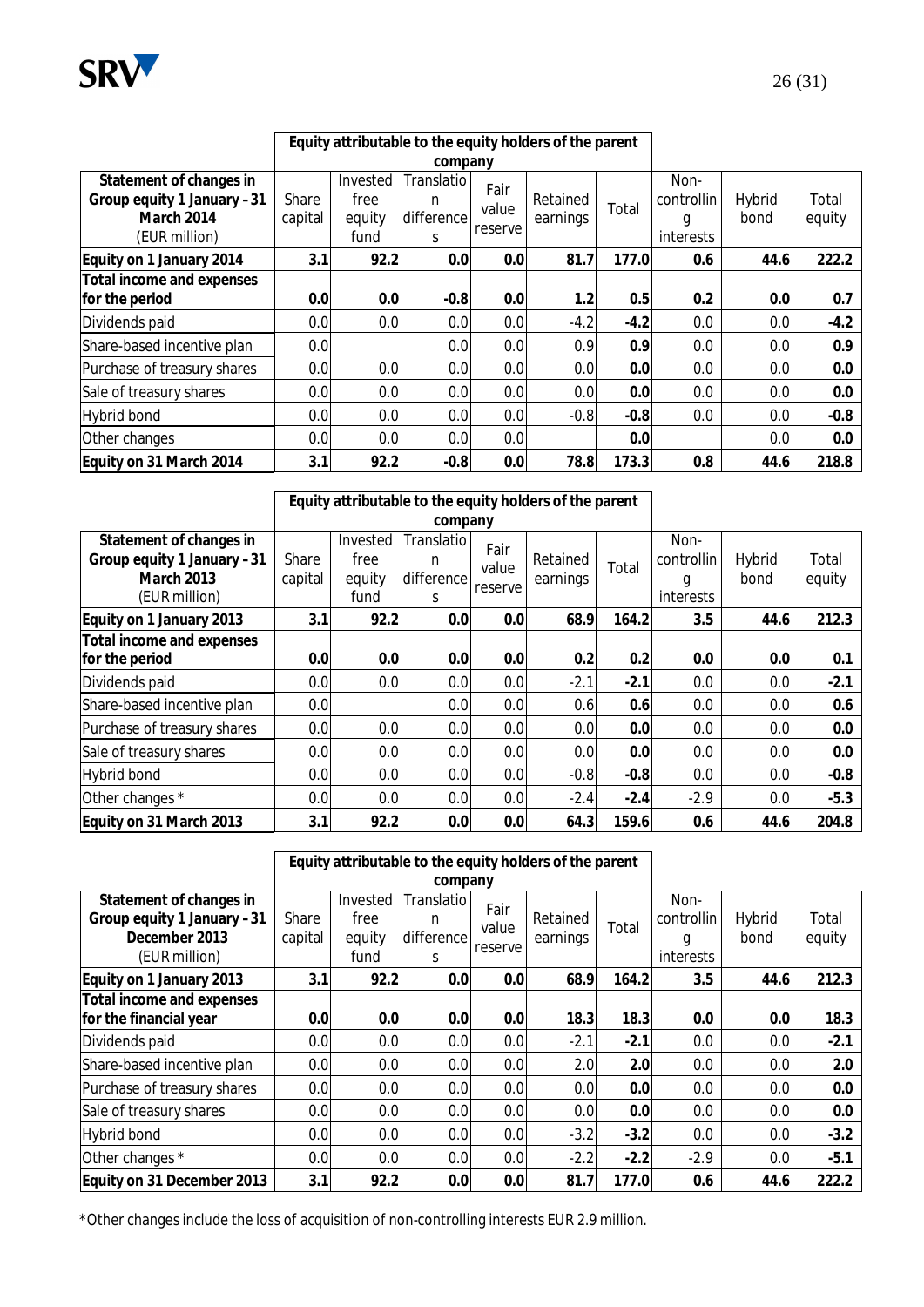| | Equity attributable to the equity holders of the parent company | | | | | | | | |
|---|---|---|---|---|---|---|---|---|---|
| **Statement of changes in Group equity 1 January – 31 March 2014** (EUR million) | Share capital | Invested free equity fund | Translation differences | Fair value reserve | Retained earnings | Total | Non-controlling interests | Hybrid bond | Total equity |
| **Equity on 1 January 2014** | **3.1** | **92.2** | **0.0** | **0.0** | **81.7** | **177.0** | **0.6** | **44.6** | **222.2** |
| **Total income and expenses for the period** | **0.0** | **0.0** | **-0.8** | **0.0** | **1.2** | **0.5** | **0.2** | **0.0** | **0.7** |
| Dividends paid | 0.0 | 0.0 | 0.0 | 0.0 | -4.2 | **-4.2** | 0.0 | 0.0 | **-4.2** |
| Share-based incentive plan | 0.0 | | 0.0 | 0.0 | 0.9 | **0.9** | 0.0 | 0.0 | **0.9** |
| Purchase of treasury shares | 0.0 | 0.0 | 0.0 | 0.0 | 0.0 | **0.0** | 0.0 | 0.0 | **0.0** |
| Sale of treasury shares | 0.0 | 0.0 | 0.0 | 0.0 | 0.0 | **0.0** | 0.0 | 0.0 | **0.0** |
| Hybrid bond | 0.0 | 0.0 | 0.0 | 0.0 | -0.8 | **-0.8** | 0.0 | 0.0 | **-0.8** |
| Other changes | 0.0 | 0.0 | 0.0 | 0.0 | | **0.0** | | 0.0 | **0.0** |
| **Equity on 31 March 2014** | **3.1** | **92.2** | **-0.8** | **0.0** | **78.8** | **173.3** | **0.8** | **44.6** | **218.8** |

| | Equity attributable to the equity holders of the parent company | | | | | | | | |
|---|---|---|---|---|---|---|---|---|---|
| **Statement of changes in Group equity 1 January – 31 March 2013** (EUR million) | Share capital | Invested free equity fund | Translation differences | Fair value reserve | Retained earnings | Total | Non-controlling interests | Hybrid bond | Total equity |
| **Equity on 1 January 2013** | **3.1** | **92.2** | **0.0** | **0.0** | **68.9** | **164.2** | **3.5** | **44.6** | **212.3** |
| **Total income and expenses for the period** | **0.0** | **0.0** | **0.0** | **0.0** | **0.2** | **0.2** | **0.0** | **0.0** | **0.1** |
| Dividends paid | 0.0 | 0.0 | 0.0 | 0.0 | -2.1 | **-2.1** | 0.0 | 0.0 | **-2.1** |
| Share-based incentive plan | 0.0 | | 0.0 | 0.0 | 0.6 | **0.6** | 0.0 | 0.0 | **0.6** |
| Purchase of treasury shares | 0.0 | 0.0 | 0.0 | 0.0 | 0.0 | **0.0** | 0.0 | 0.0 | **0.0** |
| Sale of treasury shares | 0.0 | 0.0 | 0.0 | 0.0 | 0.0 | **0.0** | 0.0 | 0.0 | **0.0** |
| Hybrid bond | 0.0 | 0.0 | 0.0 | 0.0 | -0.8 | **-0.8** | 0.0 | 0.0 | **-0.8** |
| Other changes * | 0.0 | 0.0 | 0.0 | 0.0 | -2.4 | **-2.4** | -2.9 | 0.0 | **-5.3** |
| **Equity on 31 March 2013** | **3.1** | **92.2** | **0.0** | **0.0** | **64.3** | **159.6** | **0.6** | **44.6** | **204.8** |

| | Equity attributable to the equity holders of the parent company | | | | | | | | |
|---|---|---|---|---|---|---|---|---|---|
| **Statement of changes in Group equity 1 January – 31 December 2013** (EUR million) | Share capital | Invested free equity fund | Translation differences | Fair value reserve | Retained earnings | Total | Non-controlling interests | Hybrid bond | Total equity |
| **Equity on 1 January 2013** | **3.1** | **92.2** | **0.0** | **0.0** | **68.9** | **164.2** | **3.5** | **44.6** | **212.3** |
| **Total income and expenses for the financial year** | **0.0** | **0.0** | **0.0** | **0.0** | **18.3** | **18.3** | **0.0** | **0.0** | **18.3** |
| Dividends paid | 0.0 | 0.0 | 0.0 | 0.0 | -2.1 | **-2.1** | 0.0 | 0.0 | **-2.1** |
| Share-based incentive plan | 0.0 | 0.0 | 0.0 | 0.0 | 2.0 | **2.0** | 0.0 | 0.0 | **2.0** |
| Purchase of treasury shares | 0.0 | 0.0 | 0.0 | 0.0 | 0.0 | **0.0** | 0.0 | 0.0 | **0.0** |
| Sale of treasury shares | 0.0 | 0.0 | 0.0 | 0.0 | 0.0 | **0.0** | 0.0 | 0.0 | **0.0** |
| Hybrid bond | 0.0 | 0.0 | 0.0 | 0.0 | -3.2 | **-3.2** | 0.0 | 0.0 | **-3.2** |
| Other changes * | 0.0 | 0.0 | 0.0 | 0.0 | -2.2 | **-2.2** | -2.9 | 0.0 | **-5.1** |
| **Equity on 31 December 2013** | **3.1** | **92.2** | **0.0** | **0.0** | **81.7** | **177.0** | **0.6** | **44.6** | **222.2** |

*Other changes include the loss of acquisition of non-controlling interests EUR 2.9 million.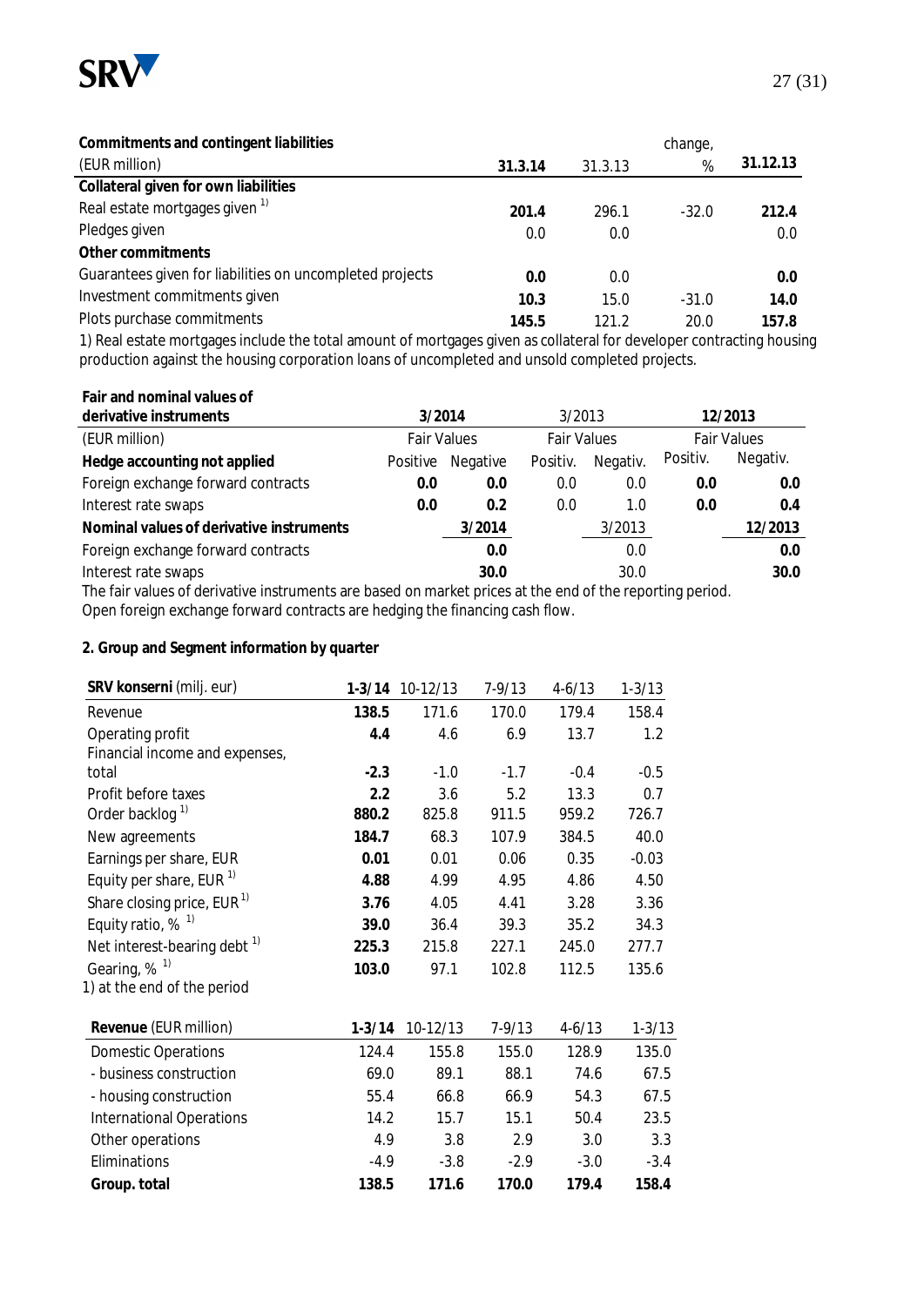| **Commitments and contingent liabilities** (EUR million) | **31.3.14** | 31.3.13 | change, % | **31.12.13** |
|---|---|---|---|---|
| **Collateral given for own liabilities** | | | | |
| Real estate mortgages given [1] | **201.4** | 296.1 | -32.0 | **212.4** |
| Pledges given | 0.0 | 0.0 | | 0.0 |
| **Other commitments** | | | | |
| Guarantees given for liabilities on uncompleted projects | **0.0** | 0.0 | | **0.0** |
| Investment commitments given | **10.3** | 15.0 | -31.0 | **14.0** |
| Plots purchase commitments | **145.5** | 121.2 | 20.0 | **157.8** |

1) Real estate mortgages include the total amount of mortgages given as collateral for developer contracting housing production against the housing corporation loans of uncompleted and unsold completed projects.

| **Fair and nominal values of derivative instruments** | **3/2014** | | 3/2013 | | **12/2013** | |
|---|---|---|---|---|---|---|
| (EUR million) | Fair Values | | Fair Values | | Fair Values | |
| **Hedge accounting not applied** | Positive | Negative | Positiv. | Negativ. | Positiv. | Negativ. |
| Foreign exchange forward contracts | **0.0** | **0.0** | 0.0 | 0.0 | **0.0** | **0.0** |
| Interest rate swaps | **0.0** | **0.2** | 0.0 | 1.0 | **0.0** | **0.4** |
| **Nominal values of derivative instruments** | | **3/2014** | | 3/2013 | | **12/2013** |
| Foreign exchange forward contracts | | **0.0** | | 0.0 | | **0.0** |
| Interest rate swaps | | **30.0** | | 30.0 | | **30.0** |

The fair values of derivative instruments are based on market prices at the end of the reporting period.
Open foreign exchange forward contracts are hedging the financing cash flow.

## 2. Group and Segment information by quarter

| **SRV konserni** (milj. eur) | **1-3/14** | 10-12/13 | 7-9/13 | 4-6/13 | 1-3/13 |
|---|---|---|---|---|---|
| Revenue | **138.5** | 171.6 | 170.0 | 179.4 | 158.4 |
| Operating profit | **4.4** | 4.6 | 6.9 | 13.7 | 1.2 |
| Financial income and expenses, total | **-2.3** | -1.0 | -1.7 | -0.4 | -0.5 |
| Profit before taxes | **2.2** | 3.6 | 5.2 | 13.3 | 0.7 |
| Order backlog [1] | **880.2** | 825.8 | 911.5 | 959.2 | 726.7 |
| New agreements | **184.7** | 68.3 | 107.9 | 384.5 | 40.0 |
| Earnings per share, EUR | **0.01** | 0.01 | 0.06 | 0.35 | -0.03 |
| Equity per share, EUR [1] | **4.88** | 4.99 | 4.95 | 4.86 | 4.50 |
| Share closing price, EUR [1] | **3.76** | 4.05 | 4.41 | 3.28 | 3.36 |
| Equity ratio, % [1] | **39.0** | 36.4 | 39.3 | 35.2 | 34.3 |
| Net interest-bearing debt [1] | **225.3** | 215.8 | 227.1 | 245.0 | 277.7 |
| Gearing, % [1] | **103.0** | 97.1 | 102.8 | 112.5 | 135.6 |

1) at the end of the period

| **Revenue** (EUR million) | 1-3/14 | 10-12/13 | 7-9/13 | 4-6/13 | 1-3/13 |
|---|---|---|---|---|---|
| Domestic Operations | 124.4 | 155.8 | 155.0 | 128.9 | 135.0 |
| - business construction | 69.0 | 89.1 | 88.1 | 74.6 | 67.5 |
| - housing construction | 55.4 | 66.8 | 66.9 | 54.3 | 67.5 |
| International Operations | 14.2 | 15.7 | 15.1 | 50.4 | 23.5 |
| Other operations | 4.9 | 3.8 | 2.9 | 3.0 | 3.3 |
| Eliminations | -4.9 | -3.8 | -2.9 | -3.0 | -3.4 |
| **Group. total** | **138.5** | **171.6** | **170.0** | **179.4** | **158.4** |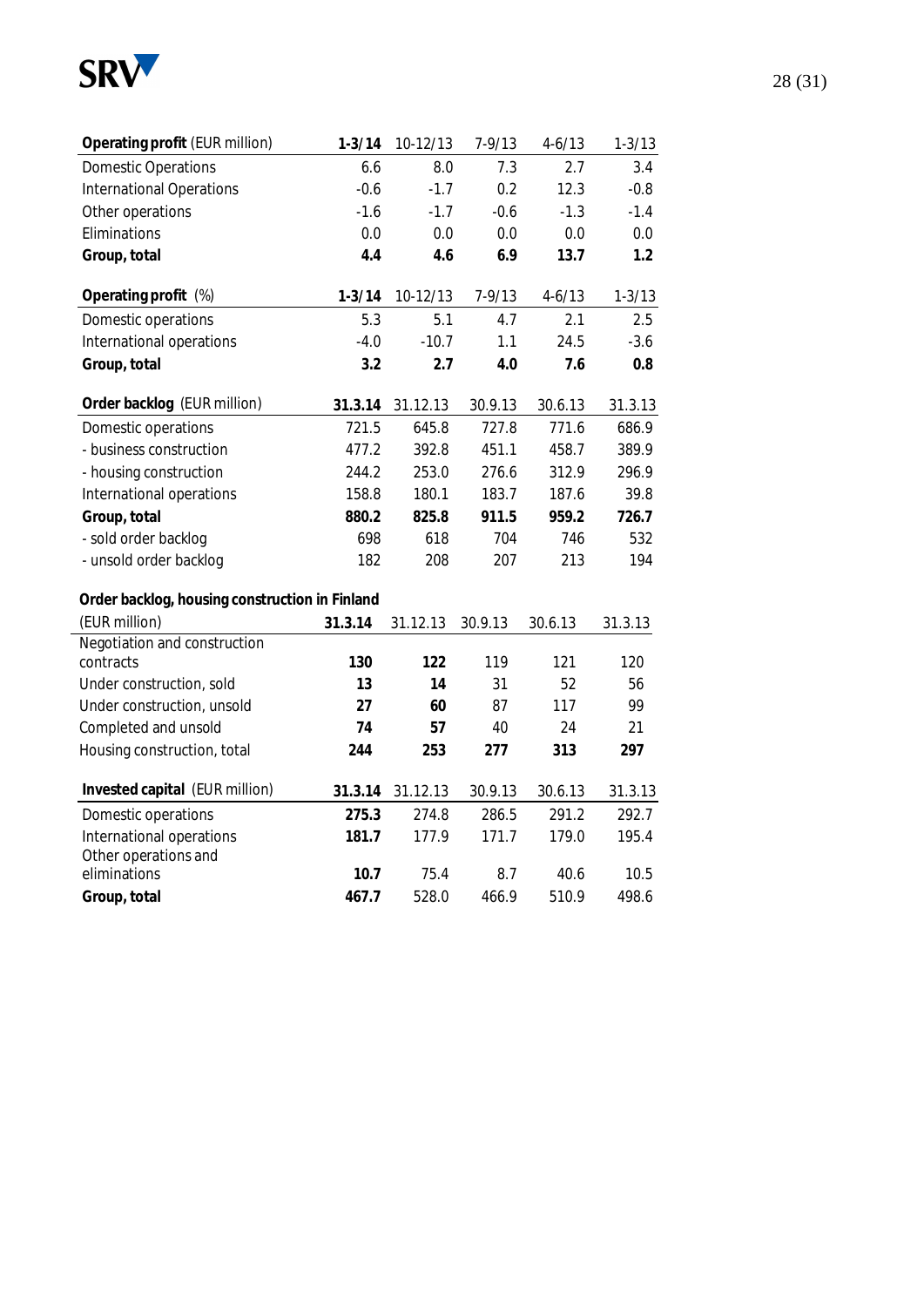| **Operating profit** (EUR million) | **1-3/14** | 10-12/13 | 7-9/13 | 4-6/13 | 1-3/13 |
|---|---|---|---|---|---|
| Domestic Operations | 6.6 | 8.0 | 7.3 | 2.7 | 3.4 |
| International Operations | -0.6 | -1.7 | 0.2 | 12.3 | -0.8 |
| Other operations | -1.6 | -1.7 | -0.6 | -1.3 | -1.4 |
| Eliminations | 0.0 | 0.0 | 0.0 | 0.0 | 0.0 |
| **Group, total** | **4.4** | **4.6** | **6.9** | **13.7** | **1.2** |

| **Operating profit** (%) | **1-3/14** | 10-12/13 | 7-9/13 | 4-6/13 | 1-3/13 |
|---|---|---|---|---|---|
| Domestic operations | 5.3 | 5.1 | 4.7 | 2.1 | 2.5 |
| International operations | -4.0 | -10.7 | 1.1 | 24.5 | -3.6 |
| **Group, total** | **3.2** | **2.7** | **4.0** | **7.6** | **0.8** |

| **Order backlog** (EUR million) | **31.3.14** | 31.12.13 | 30.9.13 | 30.6.13 | 31.3.13 |
|---|---|---|---|---|---|
| Domestic operations | 721.5 | 645.8 | 727.8 | 771.6 | 686.9 |
| - business construction | 477.2 | 392.8 | 451.1 | 458.7 | 389.9 |
| - housing construction | 244.2 | 253.0 | 276.6 | 312.9 | 296.9 |
| International operations | 158.8 | 180.1 | 183.7 | 187.6 | 39.8 |
| **Group, total** | **880.2** | **825.8** | **911.5** | **959.2** | **726.7** |
| - sold order backlog | 698 | 618 | 704 | 746 | 532 |
| - unsold order backlog | 182 | 208 | 207 | 213 | 194 |

**Order backlog, housing construction in Finland**

| (EUR million) | **31.3.14** | 31.12.13 | 30.9.13 | 30.6.13 | 31.3.13 |
|---|---|---|---|---|---|
| Negotiation and construction contracts | **130** | **122** | 119 | 121 | 120 |
| Under construction, sold | **13** | **14** | 31 | 52 | 56 |
| Under construction, unsold | **27** | **60** | 87 | 117 | 99 |
| Completed and unsold | **74** | **57** | 40 | 24 | 21 |
| Housing construction, total | **244** | **253** | **277** | **313** | **297** |

| **Invested capital** (EUR million) | **31.3.14** | 31.12.13 | 30.9.13 | 30.6.13 | 31.3.13 |
|---|---|---|---|---|---|
| Domestic operations | **275.3** | 274.8 | 286.5 | 291.2 | 292.7 |
| International operations | **181.7** | 177.9 | 171.7 | 179.0 | 195.4 |
| Other operations and eliminations | **10.7** | 75.4 | 8.7 | 40.6 | 10.5 |
| **Group, total** | **467.7** | 528.0 | 466.9 | 510.9 | 498.6 |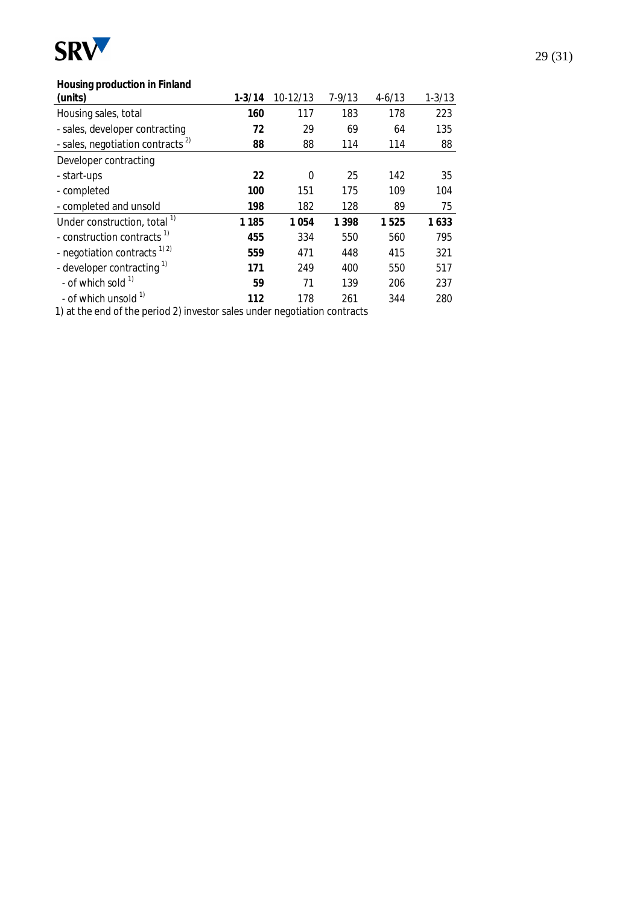| Housing production in Finland (units) | 1-3/14 | 10-12/13 | 7-9/13 | 4-6/13 | 1-3/13 |
|---|---|---|---|---|---|
| Housing sales, total | **160** | 117 | 183 | 178 | 223 |
| - sales, developer contracting | **72** | 29 | 69 | 64 | 135 |
| - sales, negotiation contracts [2] | **88** | 88 | 114 | 114 | 88 |
| Developer contracting | | | | | |
| - start-ups | **22** | 0 | 25 | 142 | 35 |
| - completed | **100** | 151 | 175 | 109 | 104 |
| - completed and unsold | **198** | 182 | 128 | 89 | 75 |
| Under construction, total [1] | **1 185** | **1 054** | **1 398** | **1 525** | **1 633** |
| - construction contracts [1] | **455** | 334 | 550 | 560 | 795 |
| - negotiation contracts [1] [2] | **559** | 471 | 448 | 415 | 321 |
| - developer contracting [1] | **171** | 249 | 400 | 550 | 517 |
| - of which sold [1] | **59** | 71 | 139 | 206 | 237 |
| - of which unsold [1] | **112** | 178 | 261 | 344 | 280 |

1) at the end of the period 2) investor sales under negotiation contracts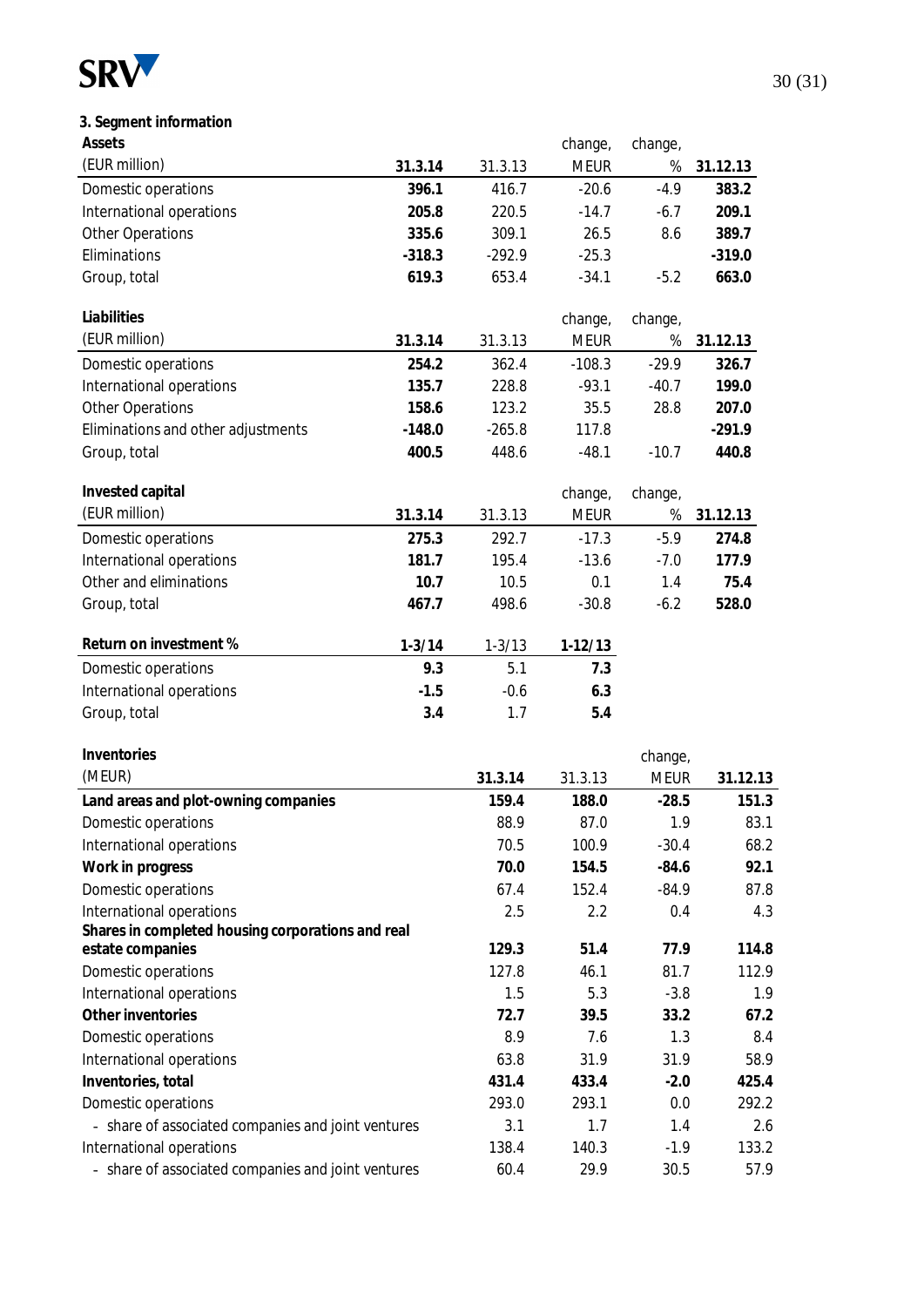### 3. Segment information

| Assets (EUR million) | 31.3.14 | 31.3.13 | change, MEUR | change, % | 31.12.13 |
|---|---|---|---|---|---|
| Domestic operations | **396.1** | 416.7 | -20.6 | -4.9 | **383.2** |
| International operations | **205.8** | 220.5 | -14.7 | -6.7 | **209.1** |
| Other Operations | **335.6** | 309.1 | 26.5 | 8.6 | **389.7** |
| Eliminations | **-318.3** | -292.9 | -25.3 | | **-319.0** |
| Group, total | **619.3** | 653.4 | -34.1 | -5.2 | **663.0** |

| Liabilities (EUR million) | 31.3.14 | 31.3.13 | change, MEUR | change, % | 31.12.13 |
|---|---|---|---|---|---|
| Domestic operations | **254.2** | 362.4 | -108.3 | -29.9 | **326.7** |
| International operations | **135.7** | 228.8 | -93.1 | -40.7 | **199.0** |
| Other Operations | **158.6** | 123.2 | 35.5 | 28.8 | **207.0** |
| Eliminations and other adjustments | **-148.0** | -265.8 | 117.8 | | **-291.9** |
| Group, total | **400.5** | 448.6 | -48.1 | -10.7 | **440.8** |

| Invested capital (EUR million) | 31.3.14 | 31.3.13 | change, MEUR | change, % | 31.12.13 |
|---|---|---|---|---|---|
| Domestic operations | **275.3** | 292.7 | -17.3 | -5.9 | **274.8** |
| International operations | **181.7** | 195.4 | -13.6 | -7.0 | **177.9** |
| Other and eliminations | **10.7** | 10.5 | 0.1 | 1.4 | **75.4** |
| Group, total | **467.7** | 498.6 | -30.8 | -6.2 | **528.0** |

| Return on investment % | 1-3/14 | 1-3/13 | 1-12/13 |
|---|---|---|---|
| Domestic operations | **9.3** | 5.1 | **7.3** |
| International operations | **-1.5** | -0.6 | **6.3** |
| Group, total | **3.4** | 1.7 | **5.4** |

| Inventories (MEUR) | 31.3.14 | 31.3.13 | change, MEUR | 31.12.13 |
|---|---|---|---|---|
| **Land areas and plot-owning companies** | **159.4** | **188.0** | **-28.5** | **151.3** |
| Domestic operations | 88.9 | 87.0 | 1.9 | 83.1 |
| International operations | 70.5 | 100.9 | -30.4 | 68.2 |
| **Work in progress** | **70.0** | **154.5** | **-84.6** | **92.1** |
| Domestic operations | 67.4 | 152.4 | -84.9 | 87.8 |
| International operations | 2.5 | 2.2 | 0.4 | 4.3 |
| **Shares in completed housing corporations and real estate companies** | **129.3** | **51.4** | **77.9** | **114.8** |
| Domestic operations | 127.8 | 46.1 | 81.7 | 112.9 |
| International operations | 1.5 | 5.3 | -3.8 | 1.9 |
| **Other inventories** | **72.7** | **39.5** | **33.2** | **67.2** |
| Domestic operations | 8.9 | 7.6 | 1.3 | 8.4 |
| International operations | 63.8 | 31.9 | 31.9 | 58.9 |
| **Inventories, total** | **431.4** | **433.4** | **-2.0** | **425.4** |
| Domestic operations | 293.0 | 293.1 | 0.0 | 292.2 |
| - share of associated companies and joint ventures | 3.1 | 1.7 | 1.4 | 2.6 |
| International operations | 138.4 | 140.3 | -1.9 | 133.2 |
| - share of associated companies and joint ventures | 60.4 | 29.9 | 30.5 | 57.9 |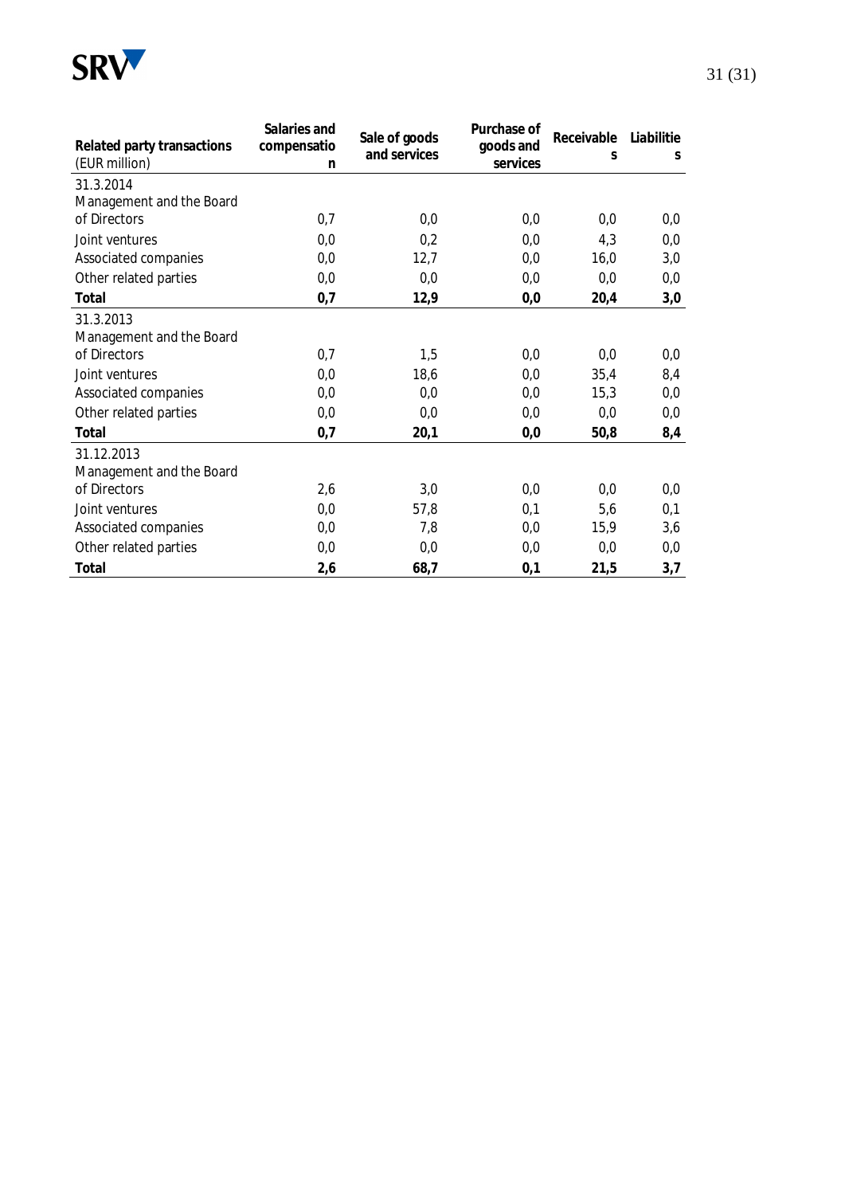| Related party transactions (EUR million) | Salaries and compensation | Sale of goods and services | Purchase of goods and services | Receivables | Liabilities |
|---|---|---|---|---|---|
| 31.3.2014 | | | | | |
| Management and the Board of Directors | 0,7 | 0,0 | 0,0 | 0,0 | 0,0 |
| Joint ventures | 0,0 | 0,2 | 0,0 | 4,3 | 0,0 |
| Associated companies | 0,0 | 12,7 | 0,0 | 16,0 | 3,0 |
| Other related parties | 0,0 | 0,0 | 0,0 | 0,0 | 0,0 |
| **Total** | **0,7** | **12,9** | **0,0** | **20,4** | **3,0** |
| 31.3.2013 | | | | | |
| Management and the Board of Directors | 0,7 | 1,5 | 0,0 | 0,0 | 0,0 |
| Joint ventures | 0,0 | 18,6 | 0,0 | 35,4 | 8,4 |
| Associated companies | 0,0 | 0,0 | 0,0 | 15,3 | 0,0 |
| Other related parties | 0,0 | 0,0 | 0,0 | 0,0 | 0,0 |
| **Total** | **0,7** | **20,1** | **0,0** | **50,8** | **8,4** |
| 31.12.2013 | | | | | |
| Management and the Board of Directors | 2,6 | 3,0 | 0,0 | 0,0 | 0,0 |
| Joint ventures | 0,0 | 57,8 | 0,1 | 5,6 | 0,1 |
| Associated companies | 0,0 | 7,8 | 0,0 | 15,9 | 3,6 |
| Other related parties | 0,0 | 0,0 | 0,0 | 0,0 | 0,0 |
| **Total** | **2,6** | **68,7** | **0,1** | **21,5** | **3,7** |